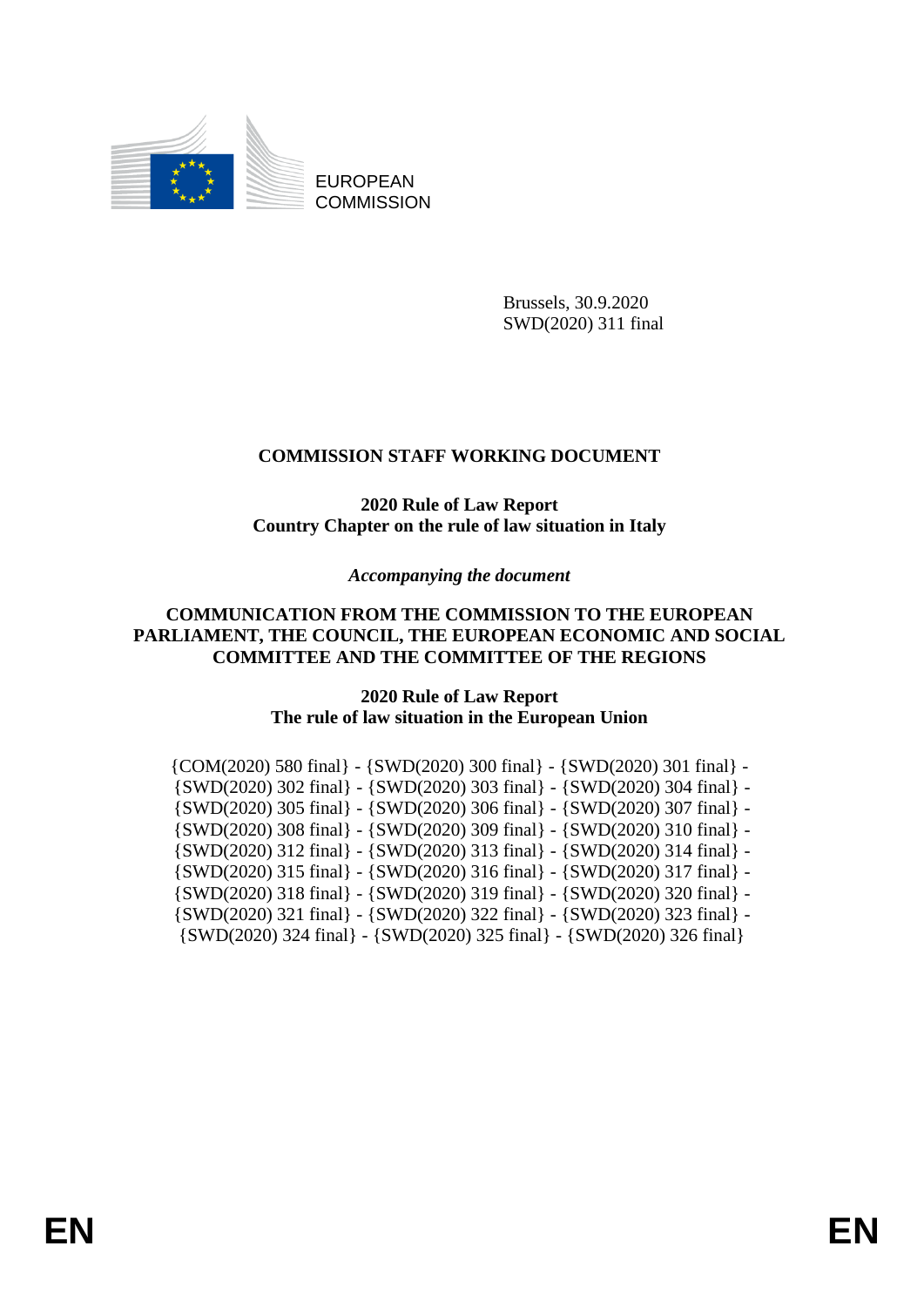EUROPEAN
COMMISSION

Brussels, 30.9.2020
SWD(2020) 311 final

# COMMISSION STAFF WORKING DOCUMENT

## 2020 Rule of Law Report
## Country Chapter on the rule of law situation in Italy

*Accompanying the document*

## COMMUNICATION FROM THE COMMISSION TO THE EUROPEAN PARLIAMENT, THE COUNCIL, THE EUROPEAN ECONOMIC AND SOCIAL COMMITTEE AND THE COMMITTEE OF THE REGIONS

## 2020 Rule of Law Report
## The rule of law situation in the European Union

{COM(2020) 580 final} - {SWD(2020) 300 final} - {SWD(2020) 301 final} - {SWD(2020) 302 final} - {SWD(2020) 303 final} - {SWD(2020) 304 final} - {SWD(2020) 305 final} - {SWD(2020) 306 final} - {SWD(2020) 307 final} - {SWD(2020) 308 final} - {SWD(2020) 309 final} - {SWD(2020) 310 final} - {SWD(2020) 312 final} - {SWD(2020) 313 final} - {SWD(2020) 314 final} - {SWD(2020) 315 final} - {SWD(2020) 316 final} - {SWD(2020) 317 final} - {SWD(2020) 318 final} - {SWD(2020) 319 final} - {SWD(2020) 320 final} - {SWD(2020) 321 final} - {SWD(2020) 322 final} - {SWD(2020) 323 final} - {SWD(2020) 324 final} - {SWD(2020) 325 final} - {SWD(2020) 326 final}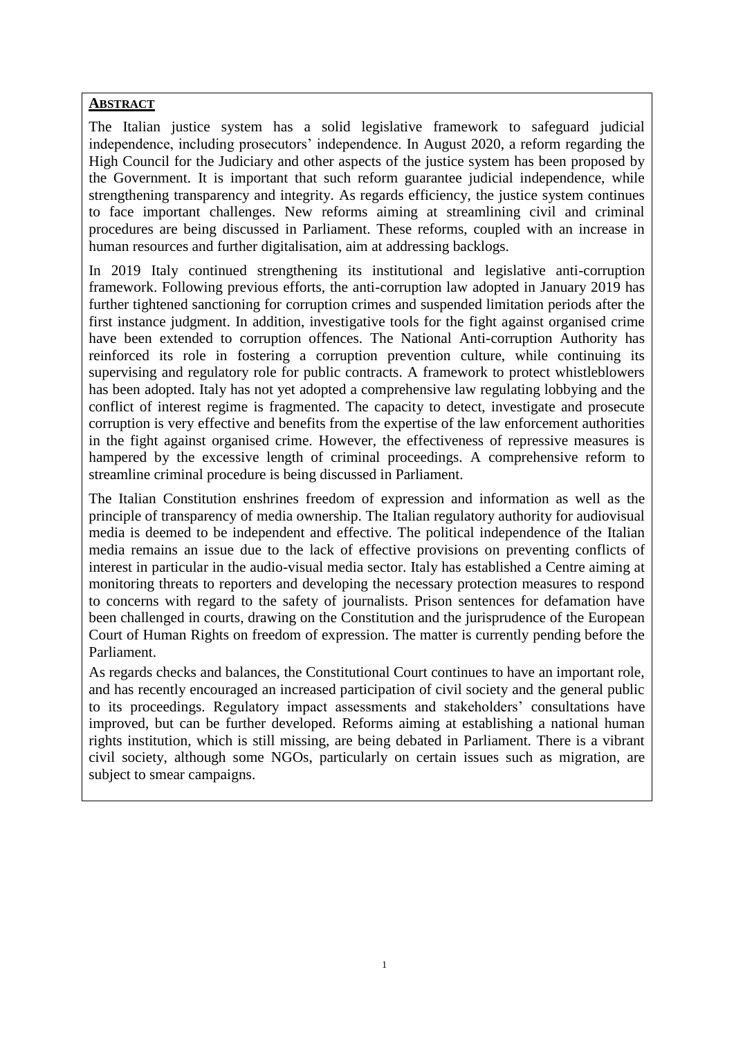## **ABSTRACT**

The Italian justice system has a solid legislative framework to safeguard judicial independence, including prosecutors' independence. In August 2020, a reform regarding the High Council for the Judiciary and other aspects of the justice system has been proposed by the Government. It is important that such reform guarantee judicial independence, while strengthening transparency and integrity. As regards efficiency, the justice system continues to face important challenges. New reforms aiming at streamlining civil and criminal procedures are being discussed in Parliament. These reforms, coupled with an increase in human resources and further digitalisation, aim at addressing backlogs.

In 2019 Italy continued strengthening its institutional and legislative anti-corruption framework. Following previous efforts, the anti-corruption law adopted in January 2019 has further tightened sanctioning for corruption crimes and suspended limitation periods after the first instance judgment. In addition, investigative tools for the fight against organised crime have been extended to corruption offences. The National Anti-corruption Authority has reinforced its role in fostering a corruption prevention culture, while continuing its supervising and regulatory role for public contracts. A framework to protect whistleblowers has been adopted. Italy has not yet adopted a comprehensive law regulating lobbying and the conflict of interest regime is fragmented. The capacity to detect, investigate and prosecute corruption is very effective and benefits from the expertise of the law enforcement authorities in the fight against organised crime. However, the effectiveness of repressive measures is hampered by the excessive length of criminal proceedings. A comprehensive reform to streamline criminal procedure is being discussed in Parliament.

The Italian Constitution enshrines freedom of expression and information as well as the principle of transparency of media ownership. The Italian regulatory authority for audiovisual media is deemed to be independent and effective. The political independence of the Italian media remains an issue due to the lack of effective provisions on preventing conflicts of interest in particular in the audio-visual media sector. Italy has established a Centre aiming at monitoring threats to reporters and developing the necessary protection measures to respond to concerns with regard to the safety of journalists. Prison sentences for defamation have been challenged in courts, drawing on the Constitution and the jurisprudence of the European Court of Human Rights on freedom of expression. The matter is currently pending before the Parliament.

As regards checks and balances, the Constitutional Court continues to have an important role, and has recently encouraged an increased participation of civil society and the general public to its proceedings. Regulatory impact assessments and stakeholders' consultations have improved, but can be further developed. Reforms aiming at establishing a national human rights institution, which is still missing, are being debated in Parliament. There is a vibrant civil society, although some NGOs, particularly on certain issues such as migration, are subject to smear campaigns.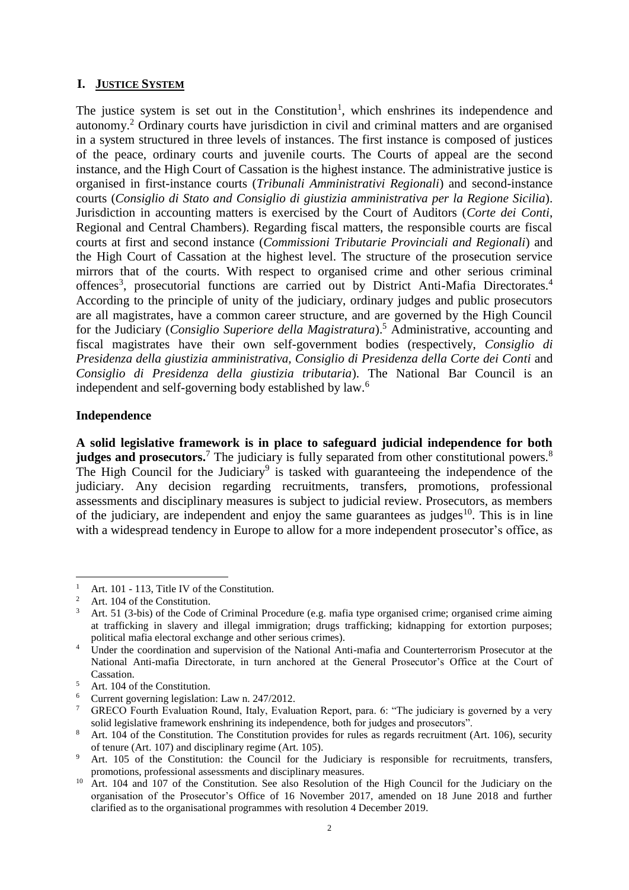# I. JUSTICE SYSTEM

The justice system is set out in the Constitution[1], which enshrines its independence and autonomy.[2] Ordinary courts have jurisdiction in civil and criminal matters and are organised in a system structured in three levels of instances. The first instance is composed of justices of the peace, ordinary courts and juvenile courts. The Courts of appeal are the second instance, and the High Court of Cassation is the highest instance. The administrative justice is organised in first-instance courts (*Tribunali Amministrativi Regionali*) and second-instance courts (*Consiglio di Stato and Consiglio di giustizia amministrativa per la Regione Sicilia*). Jurisdiction in accounting matters is exercised by the Court of Auditors (*Corte dei Conti*, Regional and Central Chambers). Regarding fiscal matters, the responsible courts are fiscal courts at first and second instance (*Commissioni Tributarie Provinciali and Regionali*) and the High Court of Cassation at the highest level. The structure of the prosecution service mirrors that of the courts. With respect to organised crime and other serious criminal offences[3], prosecutorial functions are carried out by District Anti-Mafia Directorates.[4] According to the principle of unity of the judiciary, ordinary judges and public prosecutors are all magistrates, have a common career structure, and are governed by the High Council for the Judiciary (*Consiglio Superiore della Magistratura*).[5] Administrative, accounting and fiscal magistrates have their own self-government bodies (respectively, *Consiglio di Presidenza della giustizia amministrativa*, *Consiglio di Presidenza della Corte dei Conti* and *Consiglio di Presidenza della giustizia tributaria*). The National Bar Council is an independent and self-governing body established by law.[6]

## Independence

**A solid legislative framework is in place to safeguard judicial independence for both judges and prosecutors.**[7] The judiciary is fully separated from other constitutional powers.[8] The High Council for the Judiciary[9] is tasked with guaranteeing the independence of the judiciary. Any decision regarding recruitments, transfers, promotions, professional assessments and disciplinary measures is subject to judicial review. Prosecutors, as members of the judiciary, are independent and enjoy the same guarantees as judges[10]. This is in line with a widespread tendency in Europe to allow for a more independent prosecutor's office, as

---

[1] Art. 101 - 113, Title IV of the Constitution.

[2] Art. 104 of the Constitution.

[3] Art. 51 (3-bis) of the Code of Criminal Procedure (e.g. mafia type organised crime; organised crime aiming at trafficking in slavery and illegal immigration; drugs trafficking; kidnapping for extortion purposes; political mafia electoral exchange and other serious crimes).

[4] Under the coordination and supervision of the National Anti-mafia and Counterterrorism Prosecutor at the National Anti-mafia Directorate, in turn anchored at the General Prosecutor's Office at the Court of Cassation.

[5] Art. 104 of the Constitution.

[6] Current governing legislation: Law n. 247/2012.

[7] GRECO Fourth Evaluation Round, Italy, Evaluation Report, para. 6: "The judiciary is governed by a very solid legislative framework enshrining its independence, both for judges and prosecutors".

[8] Art. 104 of the Constitution. The Constitution provides for rules as regards recruitment (Art. 106), security of tenure (Art. 107) and disciplinary regime (Art. 105).

[9] Art. 105 of the Constitution: the Council for the Judiciary is responsible for recruitments, transfers, promotions, professional assessments and disciplinary measures.

[10] Art. 104 and 107 of the Constitution. See also Resolution of the High Council for the Judiciary on the organisation of the Prosecutor's Office of 16 November 2017, amended on 18 June 2018 and further clarified as to the organisational programmes with resolution 4 December 2019.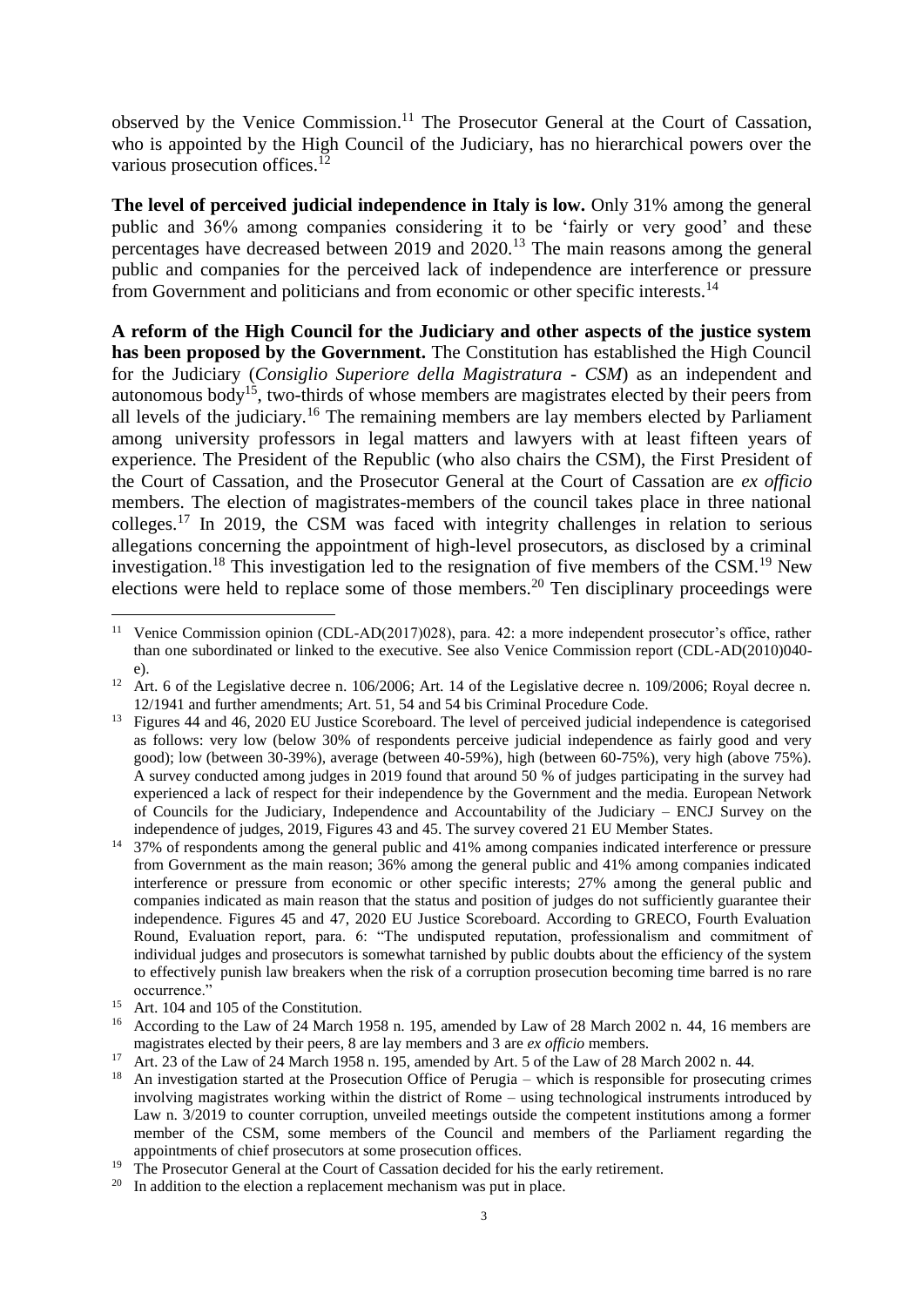observed by the Venice Commission.[11] The Prosecutor General at the Court of Cassation, who is appointed by the High Council of the Judiciary, has no hierarchical powers over the various prosecution offices.[12]

**The level of perceived judicial independence in Italy is low.** Only 31% among the general public and 36% among companies considering it to be 'fairly or very good' and these percentages have decreased between 2019 and 2020.[13] The main reasons among the general public and companies for the perceived lack of independence are interference or pressure from Government and politicians and from economic or other specific interests.[14]

**A reform of the High Council for the Judiciary and other aspects of the justice system has been proposed by the Government.** The Constitution has established the High Council for the Judiciary (*Consiglio Superiore della Magistratura - CSM*) as an independent and autonomous body[15], two-thirds of whose members are magistrates elected by their peers from all levels of the judiciary.[16] The remaining members are lay members elected by Parliament among university professors in legal matters and lawyers with at least fifteen years of experience. The President of the Republic (who also chairs the CSM), the First President of the Court of Cassation, and the Prosecutor General at the Court of Cassation are *ex officio* members. The election of magistrates-members of the council takes place in three national colleges.[17] In 2019, the CSM was faced with integrity challenges in relation to serious allegations concerning the appointment of high-level prosecutors, as disclosed by a criminal investigation.[18] This investigation led to the resignation of five members of the CSM.[19] New elections were held to replace some of those members.[20] Ten disciplinary proceedings were

---

[11] Venice Commission opinion (CDL-AD(2017)028), para. 42: a more independent prosecutor's office, rather than one subordinated or linked to the executive. See also Venice Commission report (CDL-AD(2010)040-e).

[12] Art. 6 of the Legislative decree n. 106/2006; Art. 14 of the Legislative decree n. 109/2006; Royal decree n. 12/1941 and further amendments; Art. 51, 54 and 54 bis Criminal Procedure Code.

[13] Figures 44 and 46, 2020 EU Justice Scoreboard. The level of perceived judicial independence is categorised as follows: very low (below 30% of respondents perceive judicial independence as fairly good and very good); low (between 30-39%), average (between 40-59%), high (between 60-75%), very high (above 75%). A survey conducted among judges in 2019 found that around 50 % of judges participating in the survey had experienced a lack of respect for their independence by the Government and the media. European Network of Councils for the Judiciary, Independence and Accountability of the Judiciary – ENCJ Survey on the independence of judges, 2019, Figures 43 and 45. The survey covered 21 EU Member States.

[14] 37% of respondents among the general public and 41% among companies indicated interference or pressure from Government as the main reason; 36% among the general public and 41% among companies indicated interference or pressure from economic or other specific interests; 27% among the general public and companies indicated as main reason that the status and position of judges do not sufficiently guarantee their independence. Figures 45 and 47, 2020 EU Justice Scoreboard. According to GRECO, Fourth Evaluation Round, Evaluation report, para. 6: "The undisputed reputation, professionalism and commitment of individual judges and prosecutors is somewhat tarnished by public doubts about the efficiency of the system to effectively punish law breakers when the risk of a corruption prosecution becoming time barred is no rare occurrence."

[15] Art. 104 and 105 of the Constitution.

[16] According to the Law of 24 March 1958 n. 195, amended by Law of 28 March 2002 n. 44, 16 members are magistrates elected by their peers, 8 are lay members and 3 are *ex officio* members.

[17] Art. 23 of the Law of 24 March 1958 n. 195, amended by Art. 5 of the Law of 28 March 2002 n. 44.

[18] An investigation started at the Prosecution Office of Perugia – which is responsible for prosecuting crimes involving magistrates working within the district of Rome – using technological instruments introduced by Law n. 3/2019 to counter corruption, unveiled meetings outside the competent institutions among a former member of the CSM, some members of the Council and members of the Parliament regarding the appointments of chief prosecutors at some prosecution offices.

[19] The Prosecutor General at the Court of Cassation decided for his the early retirement.

[20] In addition to the election a replacement mechanism was put in place.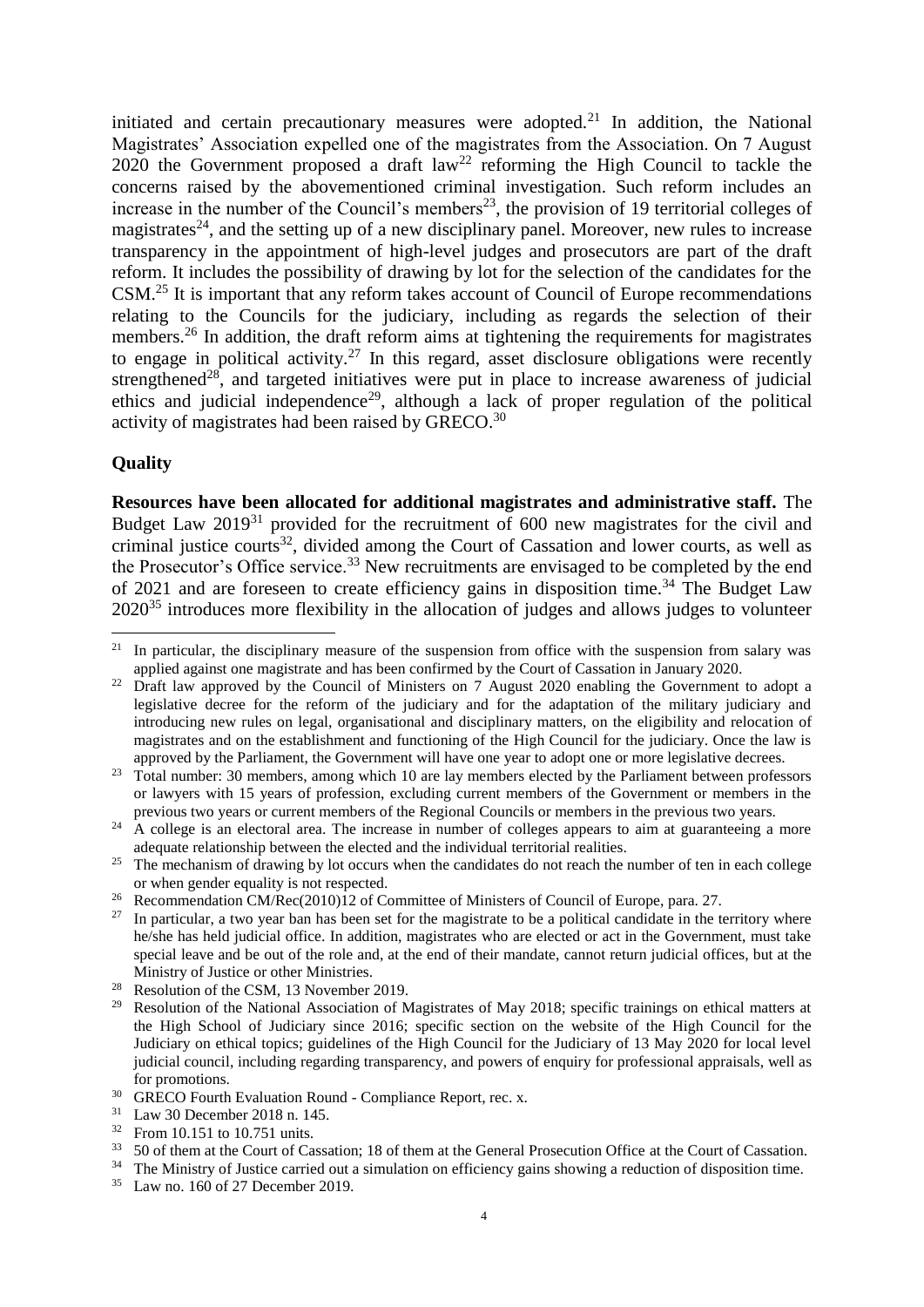initiated and certain precautionary measures were adopted.[21] In addition, the National Magistrates' Association expelled one of the magistrates from the Association. On 7 August 2020 the Government proposed a draft law[22] reforming the High Council to tackle the concerns raised by the abovementioned criminal investigation. Such reform includes an increase in the number of the Council's members[23], the provision of 19 territorial colleges of magistrates[24], and the setting up of a new disciplinary panel. Moreover, new rules to increase transparency in the appointment of high-level judges and prosecutors are part of the draft reform. It includes the possibility of drawing by lot for the selection of the candidates for the CSM.[25] It is important that any reform takes account of Council of Europe recommendations relating to the Councils for the judiciary, including as regards the selection of their members.[26] In addition, the draft reform aims at tightening the requirements for magistrates to engage in political activity.[27] In this regard, asset disclosure obligations were recently strengthened[28], and targeted initiatives were put in place to increase awareness of judicial ethics and judicial independence[29], although a lack of proper regulation of the political activity of magistrates had been raised by GRECO.[30]

**Quality**

**Resources have been allocated for additional magistrates and administrative staff.** The Budget Law 2019[31] provided for the recruitment of 600 new magistrates for the civil and criminal justice courts[32], divided among the Court of Cassation and lower courts, as well as the Prosecutor's Office service.[33] New recruitments are envisaged to be completed by the end of 2021 and are foreseen to create efficiency gains in disposition time.[34] The Budget Law 2020[35] introduces more flexibility in the allocation of judges and allows judges to volunteer

---

[21] In particular, the disciplinary measure of the suspension from office with the suspension from salary was applied against one magistrate and has been confirmed by the Court of Cassation in January 2020.

[22] Draft law approved by the Council of Ministers on 7 August 2020 enabling the Government to adopt a legislative decree for the reform of the judiciary and for the adaptation of the military judiciary and introducing new rules on legal, organisational and disciplinary matters, on the eligibility and relocation of magistrates and on the establishment and functioning of the High Council for the judiciary. Once the law is approved by the Parliament, the Government will have one year to adopt one or more legislative decrees.

[23] Total number: 30 members, among which 10 are lay members elected by the Parliament between professors or lawyers with 15 years of profession, excluding current members of the Government or members in the previous two years or current members of the Regional Councils or members in the previous two years.

[24] A college is an electoral area. The increase in number of colleges appears to aim at guaranteeing a more adequate relationship between the elected and the individual territorial realities.

[25] The mechanism of drawing by lot occurs when the candidates do not reach the number of ten in each college or when gender equality is not respected.

[26] Recommendation CM/Rec(2010)12 of Committee of Ministers of Council of Europe, para. 27.

[27] In particular, a two year ban has been set for the magistrate to be a political candidate in the territory where he/she has held judicial office. In addition, magistrates who are elected or act in the Government, must take special leave and be out of the role and, at the end of their mandate, cannot return judicial offices, but at the Ministry of Justice or other Ministries.

[28] Resolution of the CSM, 13 November 2019.

[29] Resolution of the National Association of Magistrates of May 2018; specific trainings on ethical matters at the High School of Judiciary since 2016; specific section on the website of the High Council for the Judiciary on ethical topics; guidelines of the High Council for the Judiciary of 13 May 2020 for local level judicial council, including regarding transparency, and powers of enquiry for professional appraisals, well as for promotions.

[30] GRECO Fourth Evaluation Round - Compliance Report, rec. x.

[31] Law 30 December 2018 n. 145.

[32] From 10.151 to 10.751 units.

[33] 50 of them at the Court of Cassation; 18 of them at the General Prosecution Office at the Court of Cassation.

[34] The Ministry of Justice carried out a simulation on efficiency gains showing a reduction of disposition time.

[35] Law no. 160 of 27 December 2019.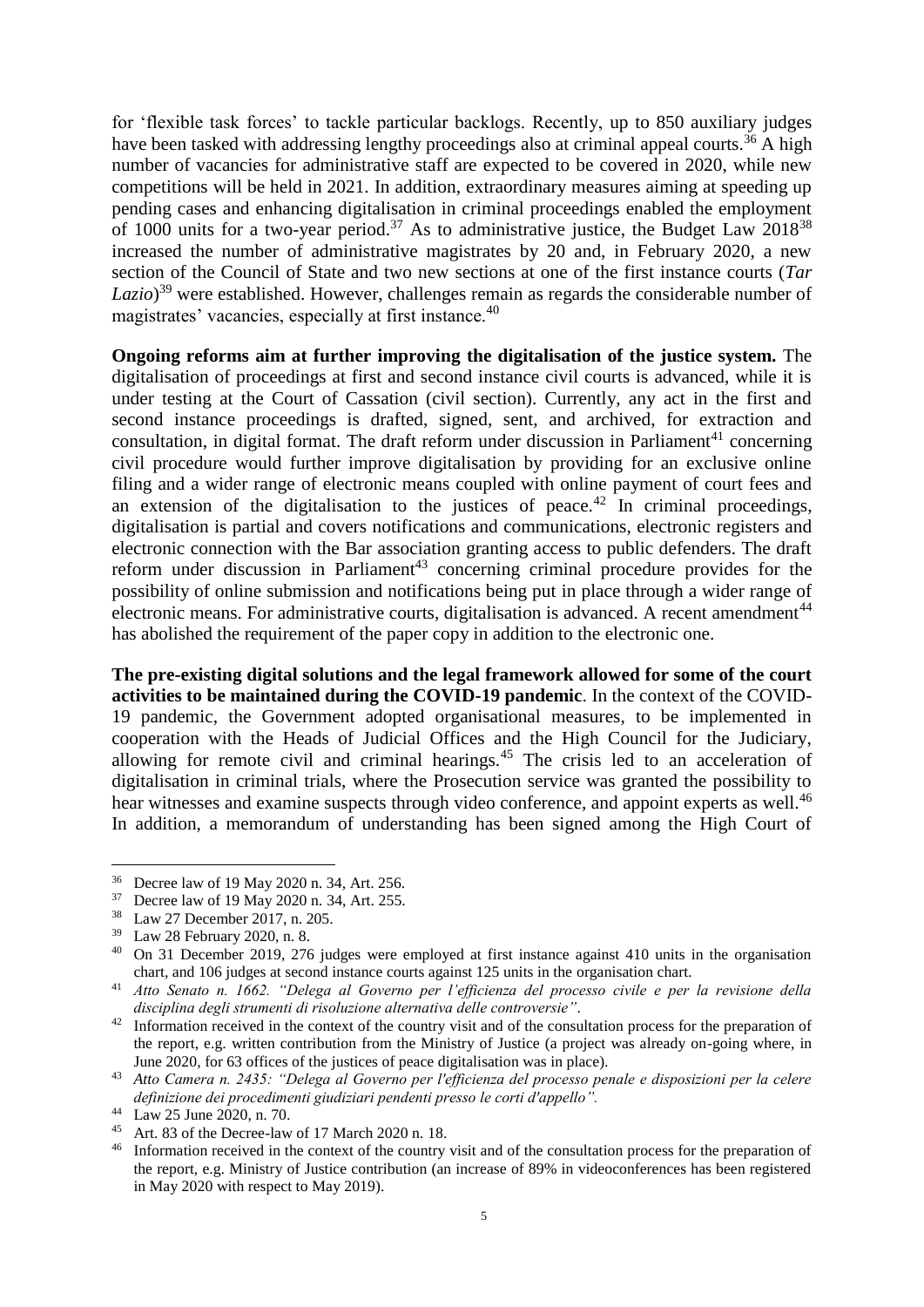for 'flexible task forces' to tackle particular backlogs. Recently, up to 850 auxiliary judges have been tasked with addressing lengthy proceedings also at criminal appeal courts.[36] A high number of vacancies for administrative staff are expected to be covered in 2020, while new competitions will be held in 2021. In addition, extraordinary measures aiming at speeding up pending cases and enhancing digitalisation in criminal proceedings enabled the employment of 1000 units for a two-year period.[37] As to administrative justice, the Budget Law 2018[38] increased the number of administrative magistrates by 20 and, in February 2020, a new section of the Council of State and two new sections at one of the first instance courts (*Tar Lazio*)[39] were established. However, challenges remain as regards the considerable number of magistrates' vacancies, especially at first instance.[40]

**Ongoing reforms aim at further improving the digitalisation of the justice system.** The digitalisation of proceedings at first and second instance civil courts is advanced, while it is under testing at the Court of Cassation (civil section). Currently, any act in the first and second instance proceedings is drafted, signed, sent, and archived, for extraction and consultation, in digital format. The draft reform under discussion in Parliament[41] concerning civil procedure would further improve digitalisation by providing for an exclusive online filing and a wider range of electronic means coupled with online payment of court fees and an extension of the digitalisation to the justices of peace.[42] In criminal proceedings, digitalisation is partial and covers notifications and communications, electronic registers and electronic connection with the Bar association granting access to public defenders. The draft reform under discussion in Parliament[43] concerning criminal procedure provides for the possibility of online submission and notifications being put in place through a wider range of electronic means. For administrative courts, digitalisation is advanced. A recent amendment[44] has abolished the requirement of the paper copy in addition to the electronic one.

**The pre-existing digital solutions and the legal framework allowed for some of the court activities to be maintained during the COVID-19 pandemic**. In the context of the COVID-19 pandemic, the Government adopted organisational measures, to be implemented in cooperation with the Heads of Judicial Offices and the High Council for the Judiciary, allowing for remote civil and criminal hearings.[45] The crisis led to an acceleration of digitalisation in criminal trials, where the Prosecution service was granted the possibility to hear witnesses and examine suspects through video conference, and appoint experts as well.[46] In addition, a memorandum of understanding has been signed among the High Court of

---

[36] Decree law of 19 May 2020 n. 34, Art. 256.

[37] Decree law of 19 May 2020 n. 34, Art. 255.

[38] Law 27 December 2017, n. 205.

[39] Law 28 February 2020, n. 8.

[40] On 31 December 2019, 276 judges were employed at first instance against 410 units in the organisation chart, and 106 judges at second instance courts against 125 units in the organisation chart.

[41] *Atto Senato n. 1662. "Delega al Governo per l'efficienza del processo civile e per la revisione della disciplina degli strumenti di risoluzione alternativa delle controversie"*.

[42] Information received in the context of the country visit and of the consultation process for the preparation of the report, e.g. written contribution from the Ministry of Justice (a project was already on-going where, in June 2020, for 63 offices of the justices of peace digitalisation was in place).

[43] *Atto Camera n. 2435: "Delega al Governo per l'efficienza del processo penale e disposizioni per la celere definizione dei procedimenti giudiziari pendenti presso le corti d'appello".*

[44] Law 25 June 2020, n. 70.

[45] Art. 83 of the Decree-law of 17 March 2020 n. 18.

[46] Information received in the context of the country visit and of the consultation process for the preparation of the report, e.g. Ministry of Justice contribution (an increase of 89% in videoconferences has been registered in May 2020 with respect to May 2019).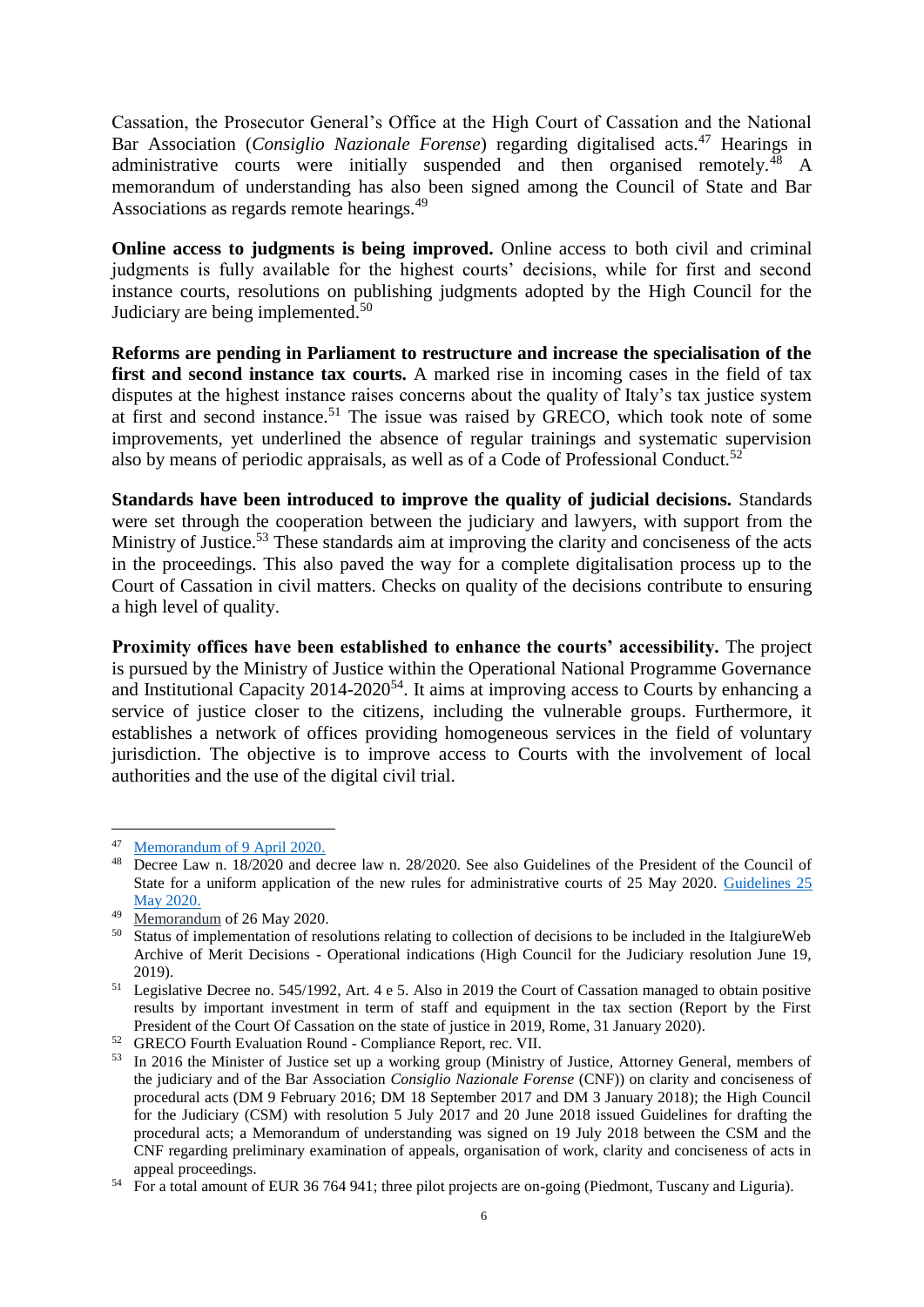Cassation, the Prosecutor General's Office at the High Court of Cassation and the National Bar Association (*Consiglio Nazionale Forense*) regarding digitalised acts.[47] Hearings in administrative courts were initially suspended and then organised remotely.[48] A memorandum of understanding has also been signed among the Council of State and Bar Associations as regards remote hearings.[49]

**Online access to judgments is being improved.** Online access to both civil and criminal judgments is fully available for the highest courts' decisions, while for first and second instance courts, resolutions on publishing judgments adopted by the High Council for the Judiciary are being implemented.[50]

**Reforms are pending in Parliament to restructure and increase the specialisation of the first and second instance tax courts.** A marked rise in incoming cases in the field of tax disputes at the highest instance raises concerns about the quality of Italy's tax justice system at first and second instance.[51] The issue was raised by GRECO, which took note of some improvements, yet underlined the absence of regular trainings and systematic supervision also by means of periodic appraisals, as well as of a Code of Professional Conduct.[52]

**Standards have been introduced to improve the quality of judicial decisions.** Standards were set through the cooperation between the judiciary and lawyers, with support from the Ministry of Justice.[53] These standards aim at improving the clarity and conciseness of the acts in the proceedings. This also paved the way for a complete digitalisation process up to the Court of Cassation in civil matters. Checks on quality of the decisions contribute to ensuring a high level of quality.

**Proximity offices have been established to enhance the courts' accessibility.** The project is pursued by the Ministry of Justice within the Operational National Programme Governance and Institutional Capacity 2014-2020[54]. It aims at improving access to Courts by enhancing a service of justice closer to the citizens, including the vulnerable groups. Furthermore, it establishes a network of offices providing homogeneous services in the field of voluntary jurisdiction. The objective is to improve access to Courts with the involvement of local authorities and the use of the digital civil trial.

---

[47] Memorandum of 9 April 2020.

[48] Decree Law n. 18/2020 and decree law n. 28/2020. See also Guidelines of the President of the Council of State for a uniform application of the new rules for administrative courts of 25 May 2020. Guidelines 25 May 2020.

[49] Memorandum of 26 May 2020.

[50] Status of implementation of resolutions relating to collection of decisions to be included in the ItalgiureWeb Archive of Merit Decisions - Operational indications (High Council for the Judiciary resolution June 19, 2019).

[51] Legislative Decree no. 545/1992, Art. 4 e 5. Also in 2019 the Court of Cassation managed to obtain positive results by important investment in term of staff and equipment in the tax section (Report by the First President of the Court Of Cassation on the state of justice in 2019, Rome, 31 January 2020).

[52] GRECO Fourth Evaluation Round - Compliance Report, rec. VII.

[53] In 2016 the Minister of Justice set up a working group (Ministry of Justice, Attorney General, members of the judiciary and of the Bar Association *Consiglio Nazionale Forense* (CNF)) on clarity and conciseness of procedural acts (DM 9 February 2016; DM 18 September 2017 and DM 3 January 2018); the High Council for the Judiciary (CSM) with resolution 5 July 2017 and 20 June 2018 issued Guidelines for drafting the procedural acts; a Memorandum of understanding was signed on 19 July 2018 between the CSM and the CNF regarding preliminary examination of appeals, organisation of work, clarity and conciseness of acts in appeal proceedings.

[54] For a total amount of EUR 36 764 941; three pilot projects are on-going (Piedmont, Tuscany and Liguria).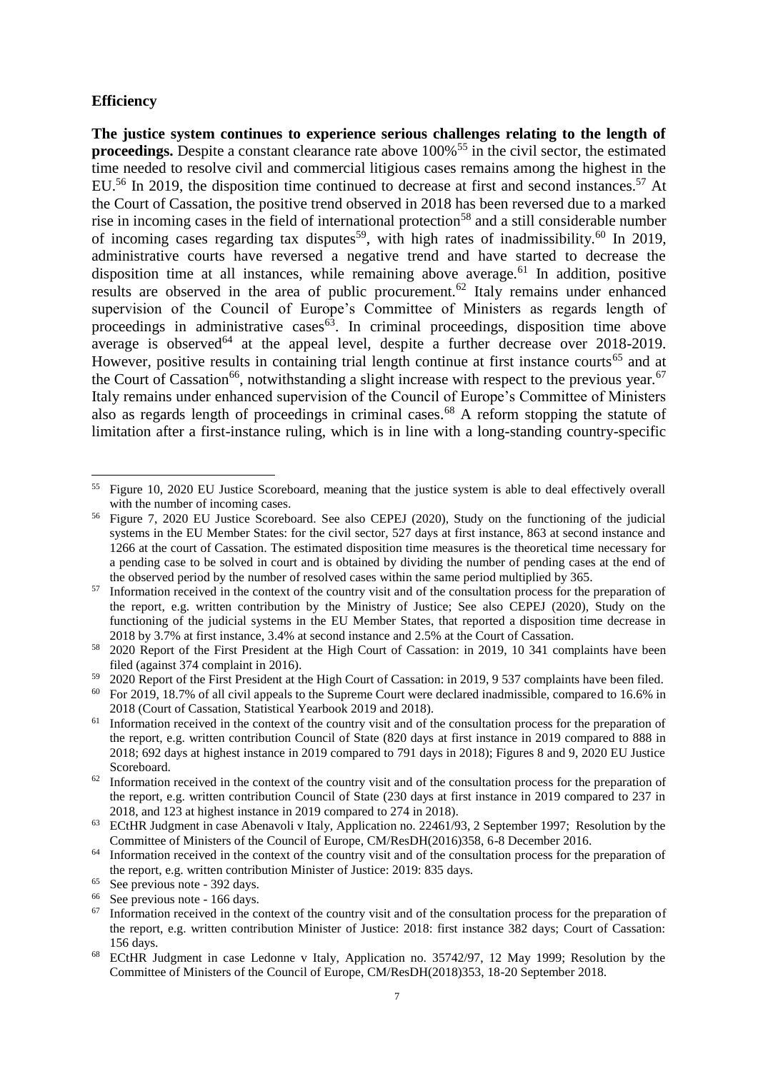**Efficiency**

**The justice system continues to experience serious challenges relating to the length of proceedings.** Despite a constant clearance rate above 100%[55] in the civil sector, the estimated time needed to resolve civil and commercial litigious cases remains among the highest in the EU.[56] In 2019, the disposition time continued to decrease at first and second instances.[57] At the Court of Cassation, the positive trend observed in 2018 has been reversed due to a marked rise in incoming cases in the field of international protection[58] and a still considerable number of incoming cases regarding tax disputes[59], with high rates of inadmissibility.[60] In 2019, administrative courts have reversed a negative trend and have started to decrease the disposition time at all instances, while remaining above average.[61] In addition, positive results are observed in the area of public procurement.[62] Italy remains under enhanced supervision of the Council of Europe's Committee of Ministers as regards length of proceedings in administrative cases[63]. In criminal proceedings, disposition time above average is observed[64] at the appeal level, despite a further decrease over 2018-2019. However, positive results in containing trial length continue at first instance courts[65] and at the Court of Cassation[66], notwithstanding a slight increase with respect to the previous year.[67] Italy remains under enhanced supervision of the Council of Europe's Committee of Ministers also as regards length of proceedings in criminal cases.[68] A reform stopping the statute of limitation after a first-instance ruling, which is in line with a long-standing country-specific

---

[55] Figure 10, 2020 EU Justice Scoreboard, meaning that the justice system is able to deal effectively overall with the number of incoming cases.

[56] Figure 7, 2020 EU Justice Scoreboard. See also CEPEJ (2020), Study on the functioning of the judicial systems in the EU Member States: for the civil sector, 527 days at first instance, 863 at second instance and 1266 at the court of Cassation. The estimated disposition time measures is the theoretical time necessary for a pending case to be solved in court and is obtained by dividing the number of pending cases at the end of the observed period by the number of resolved cases within the same period multiplied by 365.

[57] Information received in the context of the country visit and of the consultation process for the preparation of the report, e.g. written contribution by the Ministry of Justice; See also CEPEJ (2020), Study on the functioning of the judicial systems in the EU Member States, that reported a disposition time decrease in 2018 by 3.7% at first instance, 3.4% at second instance and 2.5% at the Court of Cassation.

[58] 2020 Report of the First President at the High Court of Cassation: in 2019, 10 341 complaints have been filed (against 374 complaint in 2016).

[59] 2020 Report of the First President at the High Court of Cassation: in 2019, 9 537 complaints have been filed.

[60] For 2019, 18.7% of all civil appeals to the Supreme Court were declared inadmissible, compared to 16.6% in 2018 (Court of Cassation, Statistical Yearbook 2019 and 2018).

[61] Information received in the context of the country visit and of the consultation process for the preparation of the report, e.g. written contribution Council of State (820 days at first instance in 2019 compared to 888 in 2018; 692 days at highest instance in 2019 compared to 791 days in 2018); Figures 8 and 9, 2020 EU Justice Scoreboard.

[62] Information received in the context of the country visit and of the consultation process for the preparation of the report, e.g. written contribution Council of State (230 days at first instance in 2019 compared to 237 in 2018, and 123 at highest instance in 2019 compared to 274 in 2018).

[63] ECtHR Judgment in case Abenavoli v Italy, Application no. 22461/93, 2 September 1997; Resolution by the Committee of Ministers of the Council of Europe, CM/ResDH(2016)358, 6-8 December 2016.

[64] Information received in the context of the country visit and of the consultation process for the preparation of the report, e.g. written contribution Minister of Justice: 2019: 835 days.

[65] See previous note - 392 days.

[66] See previous note - 166 days.

[67] Information received in the context of the country visit and of the consultation process for the preparation of the report, e.g. written contribution Minister of Justice: 2018: first instance 382 days; Court of Cassation: 156 days.

[68] ECtHR Judgment in case Ledonne v Italy, Application no. 35742/97, 12 May 1999; Resolution by the Committee of Ministers of the Council of Europe, CM/ResDH(2018)353, 18-20 September 2018.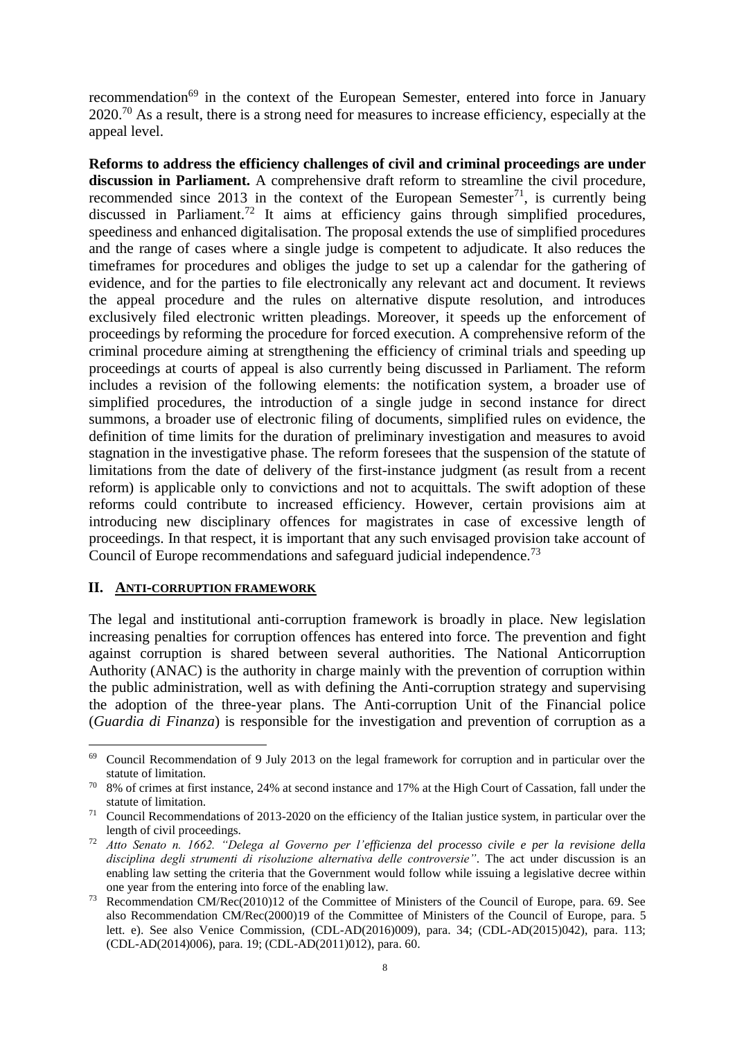recommendation[69] in the context of the European Semester, entered into force in January 2020.[70] As a result, there is a strong need for measures to increase efficiency, especially at the appeal level.

**Reforms to address the efficiency challenges of civil and criminal proceedings are under discussion in Parliament.** A comprehensive draft reform to streamline the civil procedure, recommended since 2013 in the context of the European Semester[71], is currently being discussed in Parliament.[72] It aims at efficiency gains through simplified procedures, speediness and enhanced digitalisation. The proposal extends the use of simplified procedures and the range of cases where a single judge is competent to adjudicate. It also reduces the timeframes for procedures and obliges the judge to set up a calendar for the gathering of evidence, and for the parties to file electronically any relevant act and document. It reviews the appeal procedure and the rules on alternative dispute resolution, and introduces exclusively filed electronic written pleadings. Moreover, it speeds up the enforcement of proceedings by reforming the procedure for forced execution. A comprehensive reform of the criminal procedure aiming at strengthening the efficiency of criminal trials and speeding up proceedings at courts of appeal is also currently being discussed in Parliament. The reform includes a revision of the following elements: the notification system, a broader use of simplified procedures, the introduction of a single judge in second instance for direct summons, a broader use of electronic filing of documents, simplified rules on evidence, the definition of time limits for the duration of preliminary investigation and measures to avoid stagnation in the investigative phase. The reform foresees that the suspension of the statute of limitations from the date of delivery of the first-instance judgment (as result from a recent reform) is applicable only to convictions and not to acquittals. The swift adoption of these reforms could contribute to increased efficiency. However, certain provisions aim at introducing new disciplinary offences for magistrates in case of excessive length of proceedings. In that respect, it is important that any such envisaged provision take account of Council of Europe recommendations and safeguard judicial independence.[73]

## II. ANTI-CORRUPTION FRAMEWORK

The legal and institutional anti-corruption framework is broadly in place. New legislation increasing penalties for corruption offences has entered into force. The prevention and fight against corruption is shared between several authorities. The National Anticorruption Authority (ANAC) is the authority in charge mainly with the prevention of corruption within the public administration, well as with defining the Anti-corruption strategy and supervising the adoption of the three-year plans. The Anti-corruption Unit of the Financial police (*Guardia di Finanza*) is responsible for the investigation and prevention of corruption as a

---

[69] Council Recommendation of 9 July 2013 on the legal framework for corruption and in particular over the statute of limitation.

[70] 8% of crimes at first instance, 24% at second instance and 17% at the High Court of Cassation, fall under the statute of limitation.

[71] Council Recommendations of 2013-2020 on the efficiency of the Italian justice system, in particular over the length of civil proceedings.

[72] *Atto Senato n. 1662. "Delega al Governo per l'efficienza del processo civile e per la revisione della disciplina degli strumenti di risoluzione alternativa delle controversie"*. The act under discussion is an enabling law setting the criteria that the Government would follow while issuing a legislative decree within one year from the entering into force of the enabling law.

[73] Recommendation CM/Rec(2010)12 of the Committee of Ministers of the Council of Europe, para. 69. See also Recommendation CM/Rec(2000)19 of the Committee of Ministers of the Council of Europe, para. 5 lett. e). See also Venice Commission, (CDL-AD(2016)009), para. 34; (CDL-AD(2015)042), para. 113; (CDL-AD(2014)006), para. 19; (CDL-AD(2011)012), para. 60.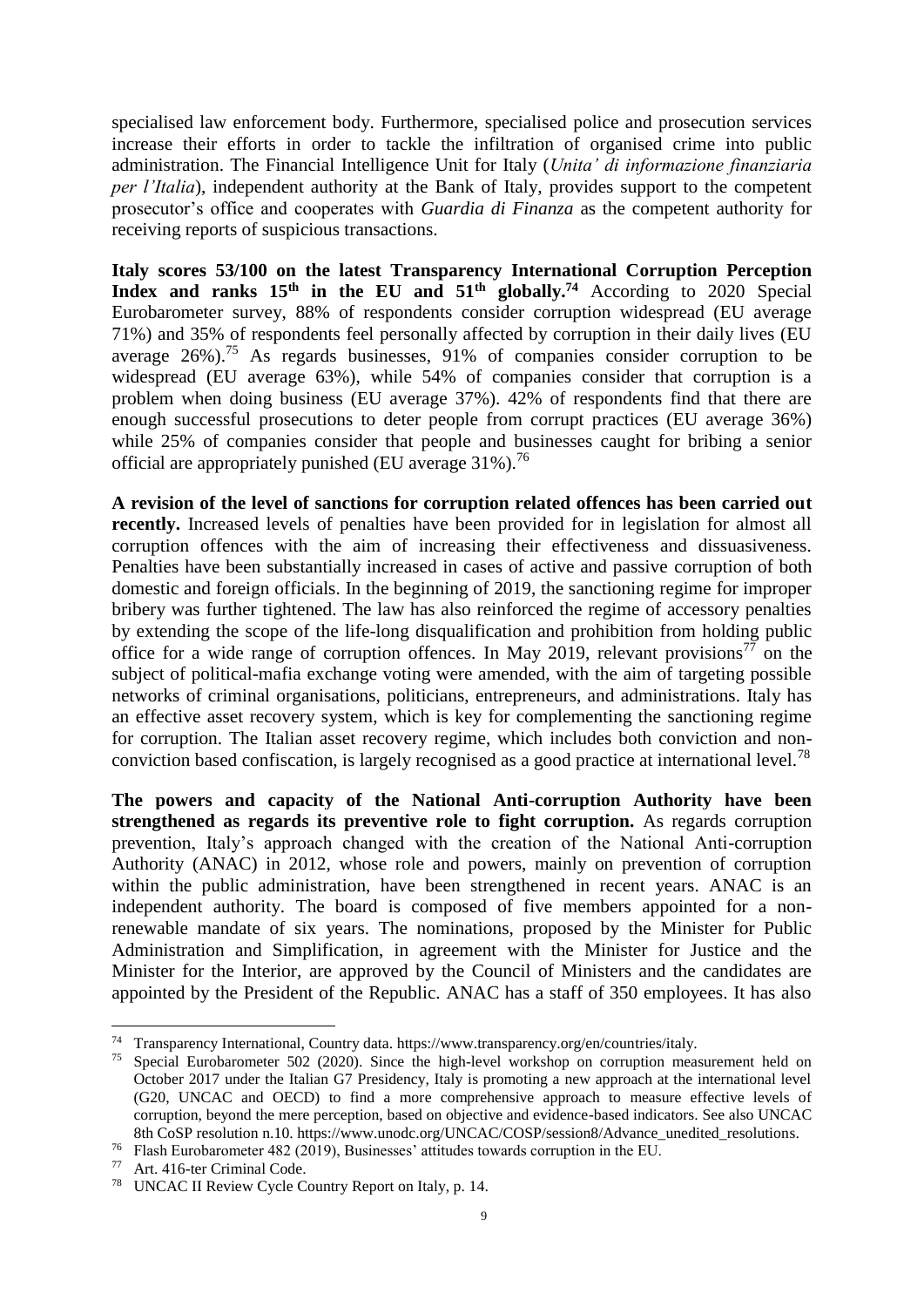specialised law enforcement body. Furthermore, specialised police and prosecution services increase their efforts in order to tackle the infiltration of organised crime into public administration. The Financial Intelligence Unit for Italy (*Unita' di informazione finanziaria per l'Italia*), independent authority at the Bank of Italy, provides support to the competent prosecutor's office and cooperates with *Guardia di Finanza* as the competent authority for receiving reports of suspicious transactions.

**Italy scores 53/100 on the latest Transparency International Corruption Perception Index and ranks 15th in the EU and 51th globally.**[74] According to 2020 Special Eurobarometer survey, 88% of respondents consider corruption widespread (EU average 71%) and 35% of respondents feel personally affected by corruption in their daily lives (EU average 26%).[75] As regards businesses, 91% of companies consider corruption to be widespread (EU average 63%), while 54% of companies consider that corruption is a problem when doing business (EU average 37%). 42% of respondents find that there are enough successful prosecutions to deter people from corrupt practices (EU average 36%) while 25% of companies consider that people and businesses caught for bribing a senior official are appropriately punished (EU average 31%).[76]

**A revision of the level of sanctions for corruption related offences has been carried out recently.** Increased levels of penalties have been provided for in legislation for almost all corruption offences with the aim of increasing their effectiveness and dissuasiveness. Penalties have been substantially increased in cases of active and passive corruption of both domestic and foreign officials. In the beginning of 2019, the sanctioning regime for improper bribery was further tightened. The law has also reinforced the regime of accessory penalties by extending the scope of the life-long disqualification and prohibition from holding public office for a wide range of corruption offences. In May 2019, relevant provisions[77] on the subject of political-mafia exchange voting were amended, with the aim of targeting possible networks of criminal organisations, politicians, entrepreneurs, and administrations. Italy has an effective asset recovery system, which is key for complementing the sanctioning regime for corruption. The Italian asset recovery regime, which includes both conviction and non-conviction based confiscation, is largely recognised as a good practice at international level.[78]

**The powers and capacity of the National Anti-corruption Authority have been strengthened as regards its preventive role to fight corruption.** As regards corruption prevention, Italy's approach changed with the creation of the National Anti-corruption Authority (ANAC) in 2012, whose role and powers, mainly on prevention of corruption within the public administration, have been strengthened in recent years. ANAC is an independent authority. The board is composed of five members appointed for a non-renewable mandate of six years. The nominations, proposed by the Minister for Public Administration and Simplification, in agreement with the Minister for Justice and the Minister for the Interior, are approved by the Council of Ministers and the candidates are appointed by the President of the Republic. ANAC has a staff of 350 employees. It has also

---

[74] Transparency International, Country data. https://www.transparency.org/en/countries/italy.

[75] Special Eurobarometer 502 (2020). Since the high-level workshop on corruption measurement held on October 2017 under the Italian G7 Presidency, Italy is promoting a new approach at the international level (G20, UNCAC and OECD) to find a more comprehensive approach to measure effective levels of corruption, beyond the mere perception, based on objective and evidence-based indicators. See also UNCAC 8th CoSP resolution n.10. https://www.unodc.org/UNCAC/COSP/session8/Advance_unedited_resolutions.

[76] Flash Eurobarometer 482 (2019), Businesses' attitudes towards corruption in the EU.

[77] Art. 416-ter Criminal Code.

[78] UNCAC II Review Cycle Country Report on Italy, p. 14.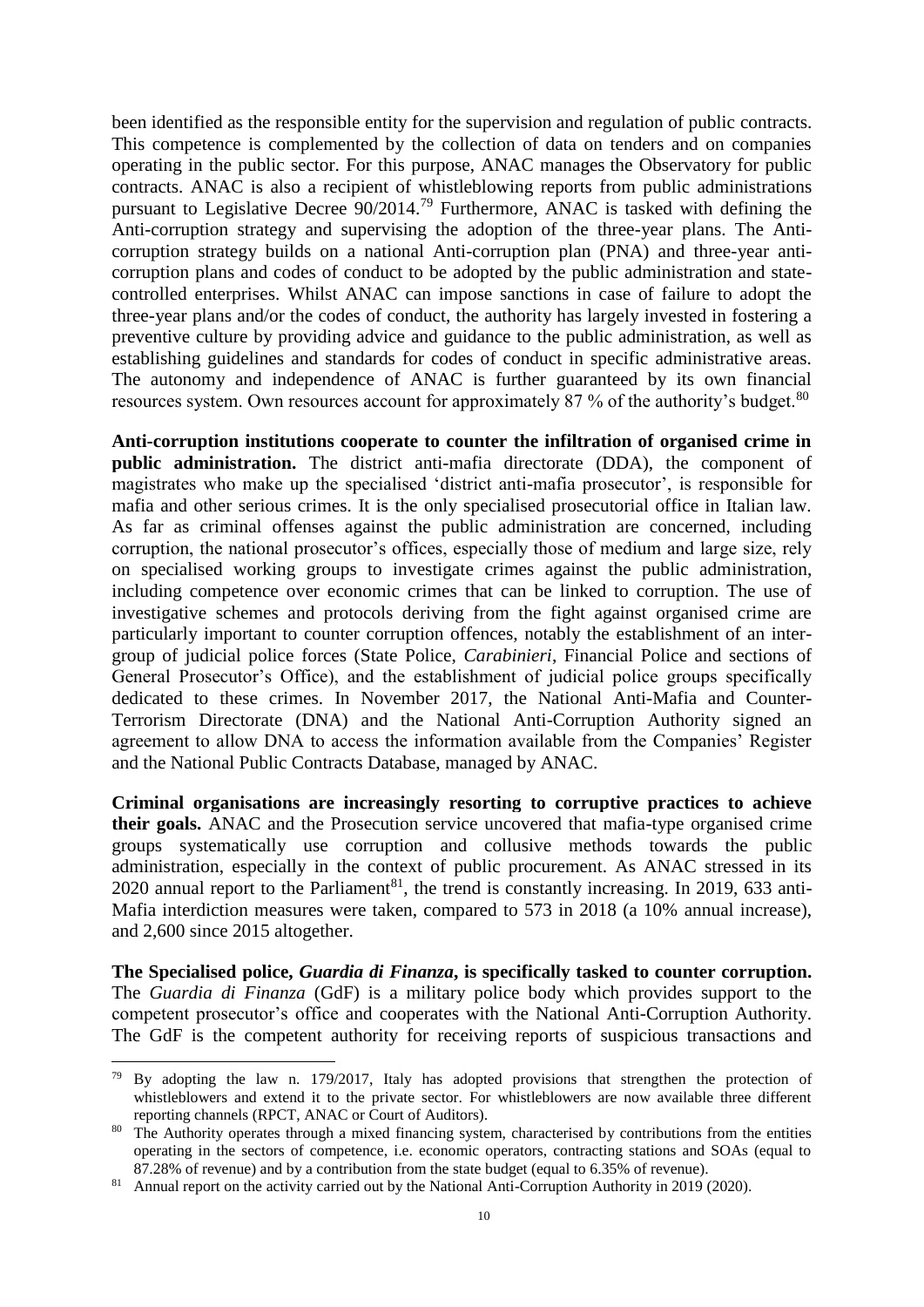been identified as the responsible entity for the supervision and regulation of public contracts. This competence is complemented by the collection of data on tenders and on companies operating in the public sector. For this purpose, ANAC manages the Observatory for public contracts. ANAC is also a recipient of whistleblowing reports from public administrations pursuant to Legislative Decree 90/2014.[79] Furthermore, ANAC is tasked with defining the Anti-corruption strategy and supervising the adoption of the three-year plans. The Anti-corruption strategy builds on a national Anti-corruption plan (PNA) and three-year anti-corruption plans and codes of conduct to be adopted by the public administration and state-controlled enterprises. Whilst ANAC can impose sanctions in case of failure to adopt the three-year plans and/or the codes of conduct, the authority has largely invested in fostering a preventive culture by providing advice and guidance to the public administration, as well as establishing guidelines and standards for codes of conduct in specific administrative areas. The autonomy and independence of ANAC is further guaranteed by its own financial resources system. Own resources account for approximately 87 % of the authority's budget.[80]

**Anti-corruption institutions cooperate to counter the infiltration of organised crime in public administration.** The district anti-mafia directorate (DDA), the component of magistrates who make up the specialised 'district anti-mafia prosecutor', is responsible for mafia and other serious crimes. It is the only specialised prosecutorial office in Italian law. As far as criminal offenses against the public administration are concerned, including corruption, the national prosecutor's offices, especially those of medium and large size, rely on specialised working groups to investigate crimes against the public administration, including competence over economic crimes that can be linked to corruption. The use of investigative schemes and protocols deriving from the fight against organised crime are particularly important to counter corruption offences, notably the establishment of an inter-group of judicial police forces (State Police, *Carabinieri*, Financial Police and sections of General Prosecutor's Office), and the establishment of judicial police groups specifically dedicated to these crimes. In November 2017, the National Anti-Mafia and Counter-Terrorism Directorate (DNA) and the National Anti-Corruption Authority signed an agreement to allow DNA to access the information available from the Companies' Register and the National Public Contracts Database, managed by ANAC.

**Criminal organisations are increasingly resorting to corruptive practices to achieve their goals.** ANAC and the Prosecution service uncovered that mafia-type organised crime groups systematically use corruption and collusive methods towards the public administration, especially in the context of public procurement. As ANAC stressed in its 2020 annual report to the Parliament[81], the trend is constantly increasing. In 2019, 633 anti-Mafia interdiction measures were taken, compared to 573 in 2018 (a 10% annual increase), and 2,600 since 2015 altogether.

**The Specialised police, *Guardia di Finanza*, is specifically tasked to counter corruption.** The *Guardia di Finanza* (GdF) is a military police body which provides support to the competent prosecutor's office and cooperates with the National Anti-Corruption Authority. The GdF is the competent authority for receiving reports of suspicious transactions and

---

[79] By adopting the law n. 179/2017, Italy has adopted provisions that strengthen the protection of whistleblowers and extend it to the private sector. For whistleblowers are now available three different reporting channels (RPCT, ANAC or Court of Auditors).

[80] The Authority operates through a mixed financing system, characterised by contributions from the entities operating in the sectors of competence, i.e. economic operators, contracting stations and SOAs (equal to 87.28% of revenue) and by a contribution from the state budget (equal to 6.35% of revenue).

[81] Annual report on the activity carried out by the National Anti-Corruption Authority in 2019 (2020).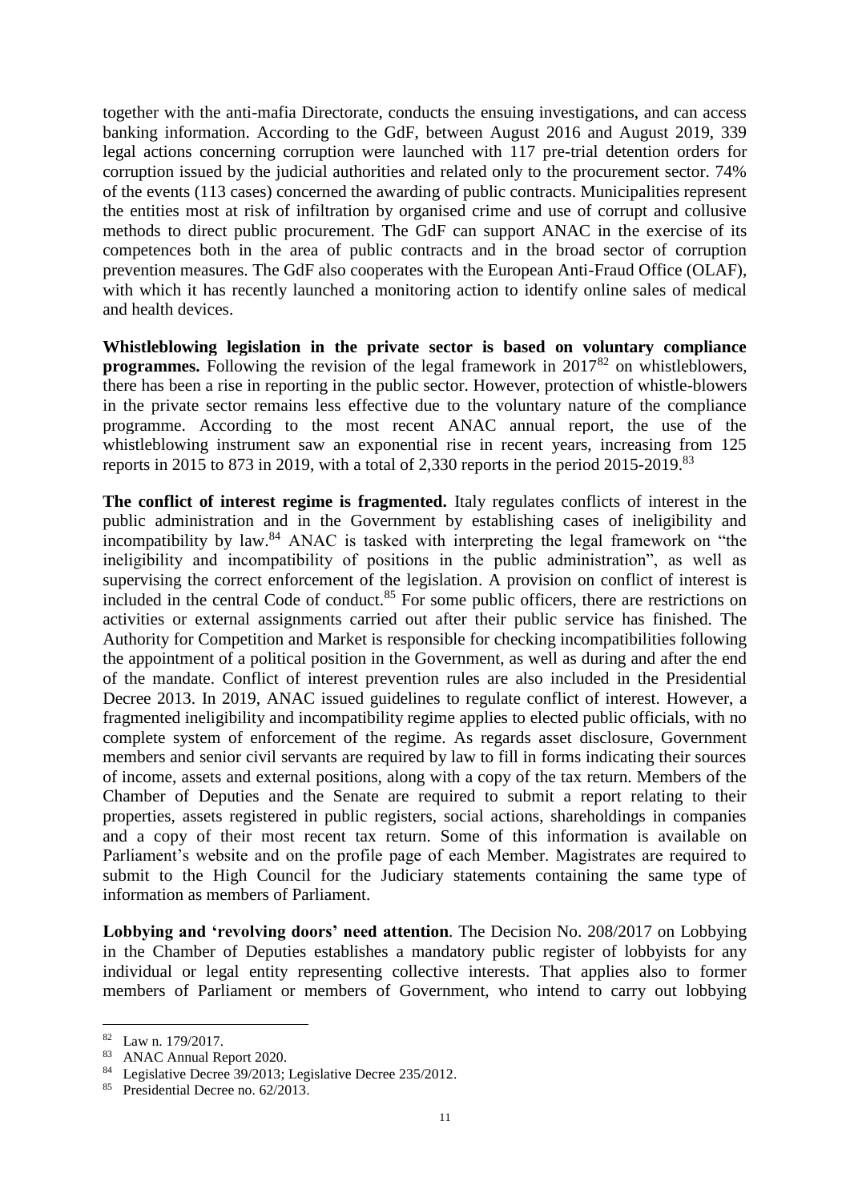together with the anti-mafia Directorate, conducts the ensuing investigations, and can access banking information. According to the GdF, between August 2016 and August 2019, 339 legal actions concerning corruption were launched with 117 pre-trial detention orders for corruption issued by the judicial authorities and related only to the procurement sector. 74% of the events (113 cases) concerned the awarding of public contracts. Municipalities represent the entities most at risk of infiltration by organised crime and use of corrupt and collusive methods to direct public procurement. The GdF can support ANAC in the exercise of its competences both in the area of public contracts and in the broad sector of corruption prevention measures. The GdF also cooperates with the European Anti-Fraud Office (OLAF), with which it has recently launched a monitoring action to identify online sales of medical and health devices.

**Whistleblowing legislation in the private sector is based on voluntary compliance programmes.** Following the revision of the legal framework in 2017[82] on whistleblowers, there has been a rise in reporting in the public sector. However, protection of whistle-blowers in the private sector remains less effective due to the voluntary nature of the compliance programme. According to the most recent ANAC annual report, the use of the whistleblowing instrument saw an exponential rise in recent years, increasing from 125 reports in 2015 to 873 in 2019, with a total of 2,330 reports in the period 2015-2019.[83]

**The conflict of interest regime is fragmented.** Italy regulates conflicts of interest in the public administration and in the Government by establishing cases of ineligibility and incompatibility by law.[84] ANAC is tasked with interpreting the legal framework on "the ineligibility and incompatibility of positions in the public administration", as well as supervising the correct enforcement of the legislation. A provision on conflict of interest is included in the central Code of conduct.[85] For some public officers, there are restrictions on activities or external assignments carried out after their public service has finished. The Authority for Competition and Market is responsible for checking incompatibilities following the appointment of a political position in the Government, as well as during and after the end of the mandate. Conflict of interest prevention rules are also included in the Presidential Decree 2013. In 2019, ANAC issued guidelines to regulate conflict of interest. However, a fragmented ineligibility and incompatibility regime applies to elected public officials, with no complete system of enforcement of the regime. As regards asset disclosure, Government members and senior civil servants are required by law to fill in forms indicating their sources of income, assets and external positions, along with a copy of the tax return. Members of the Chamber of Deputies and the Senate are required to submit a report relating to their properties, assets registered in public registers, social actions, shareholdings in companies and a copy of their most recent tax return. Some of this information is available on Parliament's website and on the profile page of each Member. Magistrates are required to submit to the High Council for the Judiciary statements containing the same type of information as members of Parliament.

**Lobbying and 'revolving doors' need attention**. The Decision No. 208/2017 on Lobbying in the Chamber of Deputies establishes a mandatory public register of lobbyists for any individual or legal entity representing collective interests. That applies also to former members of Parliament or members of Government, who intend to carry out lobbying

---

[82] Law n. 179/2017.

[83] ANAC Annual Report 2020.

[84] Legislative Decree 39/2013; Legislative Decree 235/2012.

[85] Presidential Decree no. 62/2013.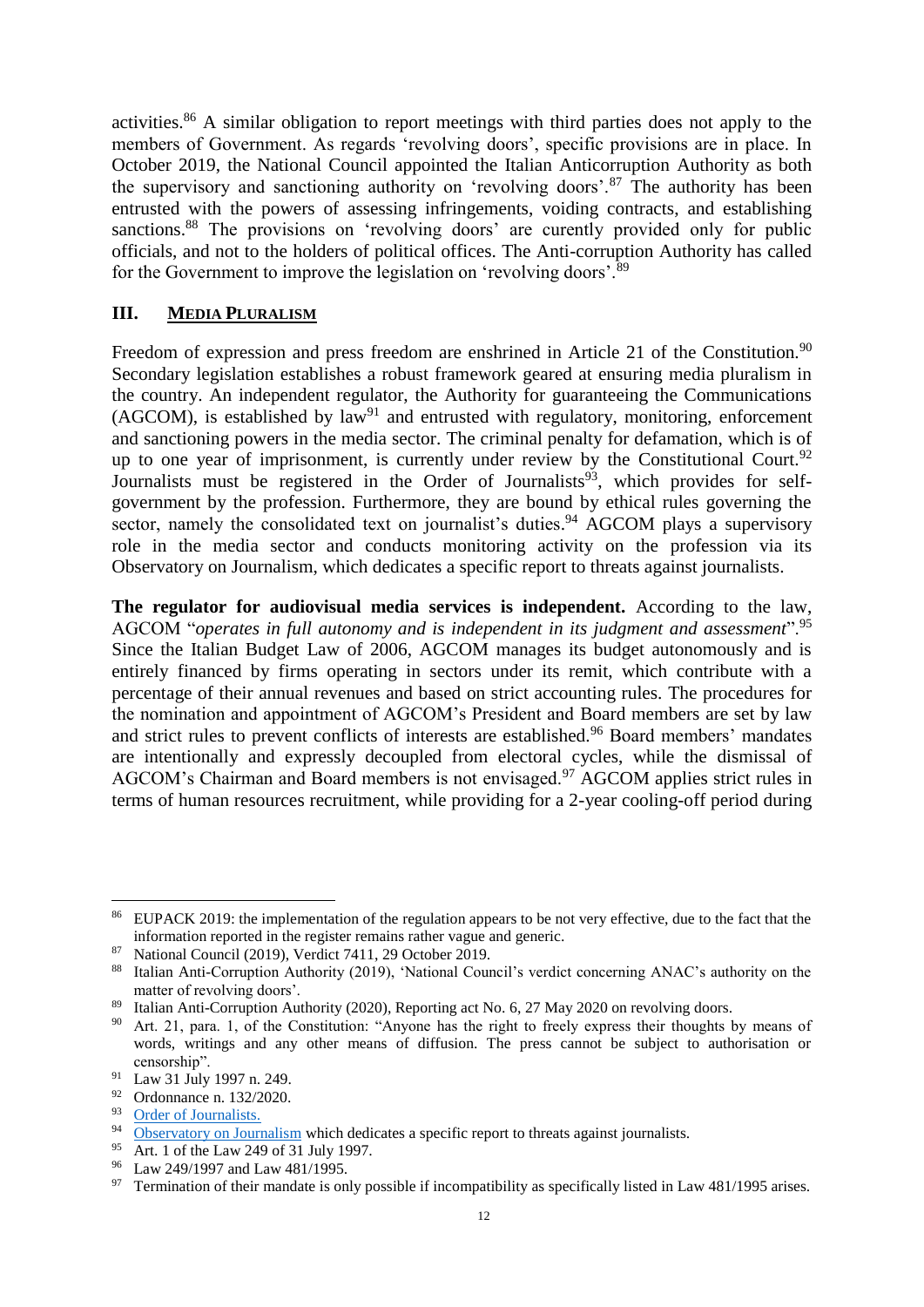activities.[86] A similar obligation to report meetings with third parties does not apply to the members of Government. As regards 'revolving doors', specific provisions are in place. In October 2019, the National Council appointed the Italian Anticorruption Authority as both the supervisory and sanctioning authority on 'revolving doors'.[87] The authority has been entrusted with the powers of assessing infringements, voiding contracts, and establishing sanctions.[88] The provisions on 'revolving doors' are curently provided only for public officials, and not to the holders of political offices. The Anti-corruption Authority has called for the Government to improve the legislation on 'revolving doors'.[89]

## III. MEDIA PLURALISM

Freedom of expression and press freedom are enshrined in Article 21 of the Constitution.[90] Secondary legislation establishes a robust framework geared at ensuring media pluralism in the country. An independent regulator, the Authority for guaranteeing the Communications (AGCOM), is established by law[91] and entrusted with regulatory, monitoring, enforcement and sanctioning powers in the media sector. The criminal penalty for defamation, which is of up to one year of imprisonment, is currently under review by the Constitutional Court.[92] Journalists must be registered in the Order of Journalists[93], which provides for self-government by the profession. Furthermore, they are bound by ethical rules governing the sector, namely the consolidated text on journalist's duties.[94] AGCOM plays a supervisory role in the media sector and conducts monitoring activity on the profession via its Observatory on Journalism, which dedicates a specific report to threats against journalists.

**The regulator for audiovisual media services is independent.** According to the law, AGCOM "*operates in full autonomy and is independent in its judgment and assessment*".[95] Since the Italian Budget Law of 2006, AGCOM manages its budget autonomously and is entirely financed by firms operating in sectors under its remit, which contribute with a percentage of their annual revenues and based on strict accounting rules. The procedures for the nomination and appointment of AGCOM's President and Board members are set by law and strict rules to prevent conflicts of interests are established.[96] Board members' mandates are intentionally and expressly decoupled from electoral cycles, while the dismissal of AGCOM's Chairman and Board members is not envisaged.[97] AGCOM applies strict rules in terms of human resources recruitment, while providing for a 2-year cooling-off period during

---

[86] EUPACK 2019: the implementation of the regulation appears to be not very effective, due to the fact that the information reported in the register remains rather vague and generic.

[87] National Council (2019), Verdict 7411, 29 October 2019.

[88] Italian Anti-Corruption Authority (2019), 'National Council's verdict concerning ANAC's authority on the matter of revolving doors'.

[89] Italian Anti-Corruption Authority (2020), Reporting act No. 6, 27 May 2020 on revolving doors.

[90] Art. 21, para. 1, of the Constitution: "Anyone has the right to freely express their thoughts by means of words, writings and any other means of diffusion. The press cannot be subject to authorisation or censorship".

[91] Law 31 July 1997 n. 249.

[92] Ordonnance n. 132/2020.

[93] Order of Journalists.

[94] Observatory on Journalism which dedicates a specific report to threats against journalists.

[95] Art. 1 of the Law 249 of 31 July 1997.

[96] Law 249/1997 and Law 481/1995.

[97] Termination of their mandate is only possible if incompatibility as specifically listed in Law 481/1995 arises.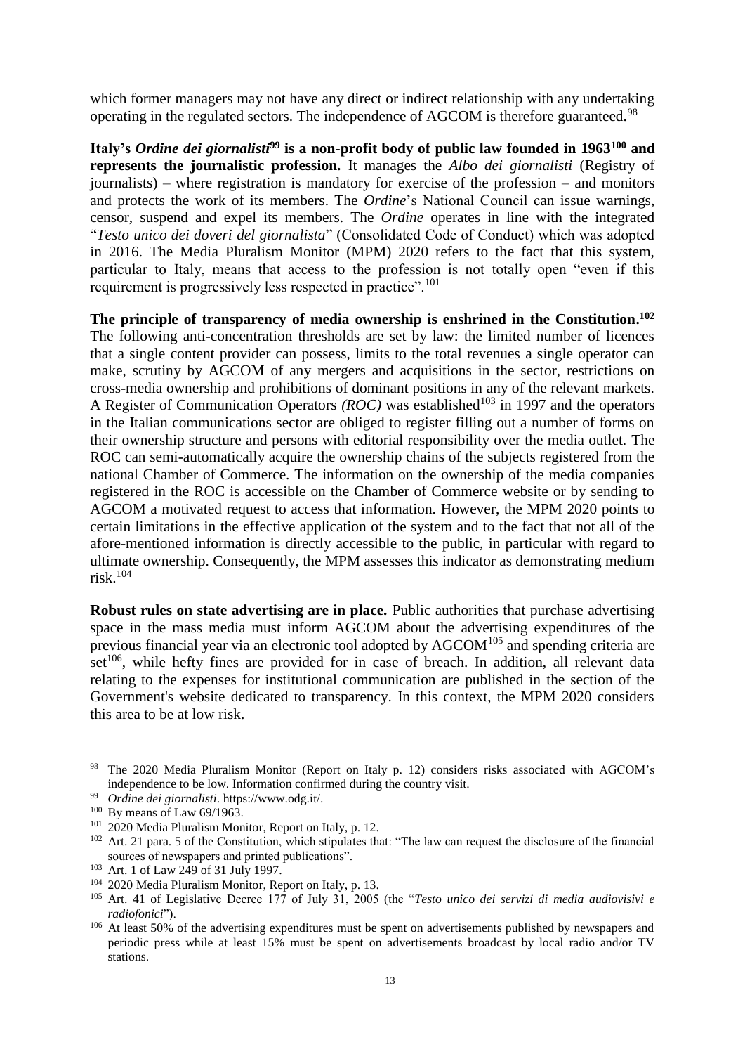which former managers may not have any direct or indirect relationship with any undertaking operating in the regulated sectors. The independence of AGCOM is therefore guaranteed.[98]

**Italy's *Ordine dei giornalisti*[99] is a non-profit body of public law founded in 1963[100] and represents the journalistic profession.** It manages the *Albo dei giornalisti* (Registry of journalists) – where registration is mandatory for exercise of the profession – and monitors and protects the work of its members. The *Ordine*'s National Council can issue warnings, censor, suspend and expel its members. The *Ordine* operates in line with the integrated "*Testo unico dei doveri del giornalista*" (Consolidated Code of Conduct) which was adopted in 2016. The Media Pluralism Monitor (MPM) 2020 refers to the fact that this system, particular to Italy, means that access to the profession is not totally open "even if this requirement is progressively less respected in practice".[101]

**The principle of transparency of media ownership is enshrined in the Constitution.[102]** The following anti-concentration thresholds are set by law: the limited number of licences that a single content provider can possess, limits to the total revenues a single operator can make, scrutiny by AGCOM of any mergers and acquisitions in the sector, restrictions on cross-media ownership and prohibitions of dominant positions in any of the relevant markets. A Register of Communication Operators *(ROC)* was established[103] in 1997 and the operators in the Italian communications sector are obliged to register filling out a number of forms on their ownership structure and persons with editorial responsibility over the media outlet. The ROC can semi-automatically acquire the ownership chains of the subjects registered from the national Chamber of Commerce. The information on the ownership of the media companies registered in the ROC is accessible on the Chamber of Commerce website or by sending to AGCOM a motivated request to access that information. However, the MPM 2020 points to certain limitations in the effective application of the system and to the fact that not all of the afore-mentioned information is directly accessible to the public, in particular with regard to ultimate ownership. Consequently, the MPM assesses this indicator as demonstrating medium risk.[104]

**Robust rules on state advertising are in place.** Public authorities that purchase advertising space in the mass media must inform AGCOM about the advertising expenditures of the previous financial year via an electronic tool adopted by AGCOM[105] and spending criteria are set[106], while hefty fines are provided for in case of breach. In addition, all relevant data relating to the expenses for institutional communication are published in the section of the Government's website dedicated to transparency. In this context, the MPM 2020 considers this area to be at low risk.

---

[98] The 2020 Media Pluralism Monitor (Report on Italy p. 12) considers risks associated with AGCOM's independence to be low. Information confirmed during the country visit.

[99] *Ordine dei giornalisti*. https://www.odg.it/.

[100] By means of Law 69/1963.

[101] 2020 Media Pluralism Monitor, Report on Italy, p. 12.

[102] Art. 21 para. 5 of the Constitution, which stipulates that: "The law can request the disclosure of the financial sources of newspapers and printed publications".

[103] Art. 1 of Law 249 of 31 July 1997.

[104] 2020 Media Pluralism Monitor, Report on Italy, p. 13.

[105] Art. 41 of Legislative Decree 177 of July 31, 2005 (the "*Testo unico dei servizi di media audiovisivi e radiofonici*").

[106] At least 50% of the advertising expenditures must be spent on advertisements published by newspapers and periodic press while at least 15% must be spent on advertisements broadcast by local radio and/or TV stations.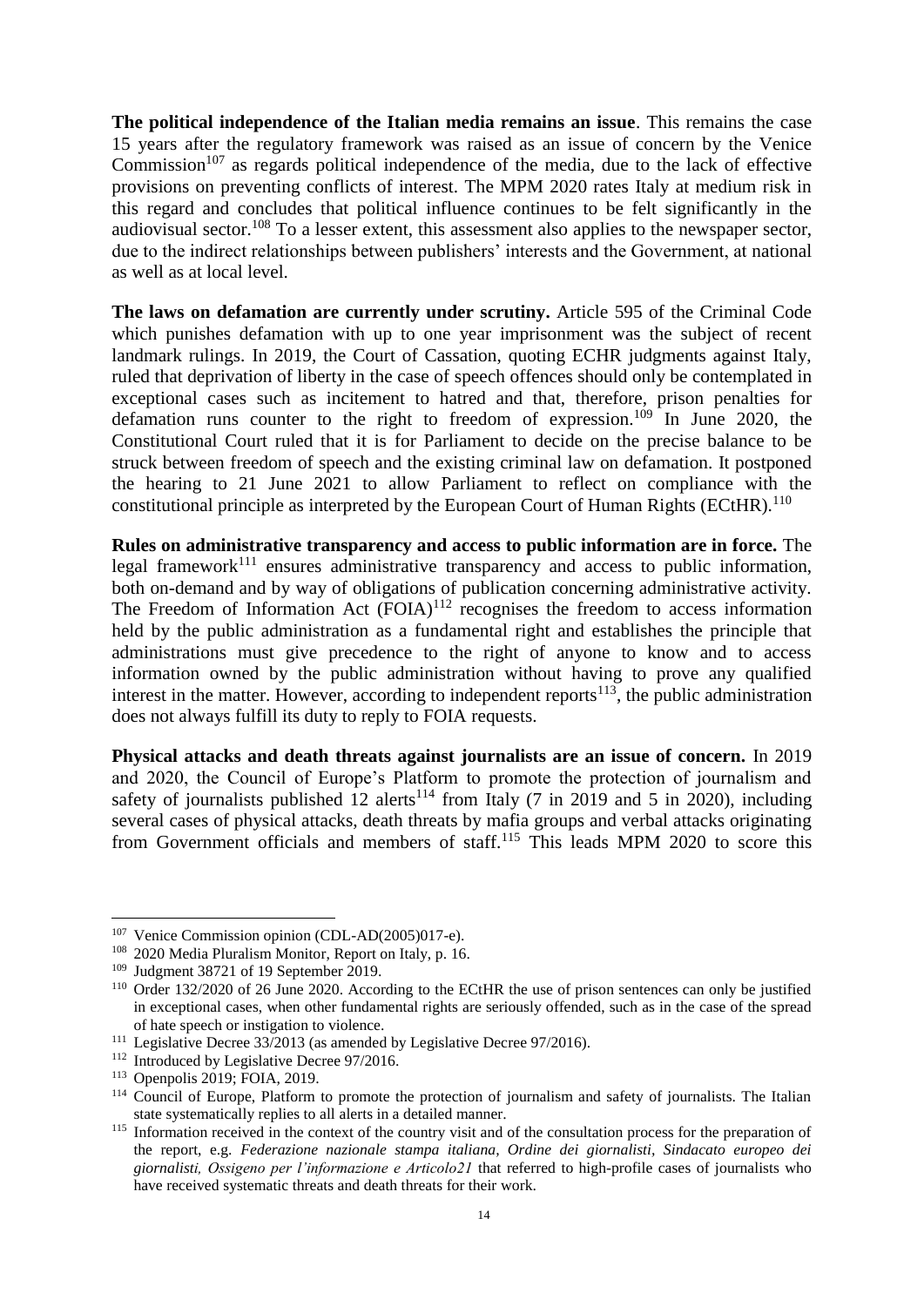**The political independence of the Italian media remains an issue**. This remains the case 15 years after the regulatory framework was raised as an issue of concern by the Venice Commission[107] as regards political independence of the media, due to the lack of effective provisions on preventing conflicts of interest. The MPM 2020 rates Italy at medium risk in this regard and concludes that political influence continues to be felt significantly in the audiovisual sector.[108] To a lesser extent, this assessment also applies to the newspaper sector, due to the indirect relationships between publishers' interests and the Government, at national as well as at local level.

**The laws on defamation are currently under scrutiny.** Article 595 of the Criminal Code which punishes defamation with up to one year imprisonment was the subject of recent landmark rulings. In 2019, the Court of Cassation, quoting ECHR judgments against Italy, ruled that deprivation of liberty in the case of speech offences should only be contemplated in exceptional cases such as incitement to hatred and that, therefore, prison penalties for defamation runs counter to the right to freedom of expression.[109] In June 2020, the Constitutional Court ruled that it is for Parliament to decide on the precise balance to be struck between freedom of speech and the existing criminal law on defamation. It postponed the hearing to 21 June 2021 to allow Parliament to reflect on compliance with the constitutional principle as interpreted by the European Court of Human Rights (ECtHR).[110]

**Rules on administrative transparency and access to public information are in force.** The legal framework[111] ensures administrative transparency and access to public information, both on-demand and by way of obligations of publication concerning administrative activity. The Freedom of Information Act (FOIA)[112] recognises the freedom to access information held by the public administration as a fundamental right and establishes the principle that administrations must give precedence to the right of anyone to know and to access information owned by the public administration without having to prove any qualified interest in the matter. However, according to independent reports[113], the public administration does not always fulfill its duty to reply to FOIA requests.

**Physical attacks and death threats against journalists are an issue of concern.** In 2019 and 2020, the Council of Europe's Platform to promote the protection of journalism and safety of journalists published 12 alerts[114] from Italy (7 in 2019 and 5 in 2020), including several cases of physical attacks, death threats by mafia groups and verbal attacks originating from Government officials and members of staff.[115] This leads MPM 2020 to score this

---

[107] Venice Commission opinion (CDL-AD(2005)017-e).

[108] 2020 Media Pluralism Monitor, Report on Italy, p. 16.

[109] Judgment 38721 of 19 September 2019.

[110] Order 132/2020 of 26 June 2020. According to the ECtHR the use of prison sentences can only be justified in exceptional cases, when other fundamental rights are seriously offended, such as in the case of the spread of hate speech or instigation to violence.

[111] Legislative Decree 33/2013 (as amended by Legislative Decree 97/2016).

[112] Introduced by Legislative Decree 97/2016.

[113] Openpolis 2019; FOIA, 2019.

[114] Council of Europe, Platform to promote the protection of journalism and safety of journalists. The Italian state systematically replies to all alerts in a detailed manner.

[115] Information received in the context of the country visit and of the consultation process for the preparation of the report, e.g. *Federazione nazionale stampa italiana, Ordine dei giornalisti, Sindacato europeo dei giornalisti, Ossigeno per l'informazione e Articolo21* that referred to high-profile cases of journalists who have received systematic threats and death threats for their work.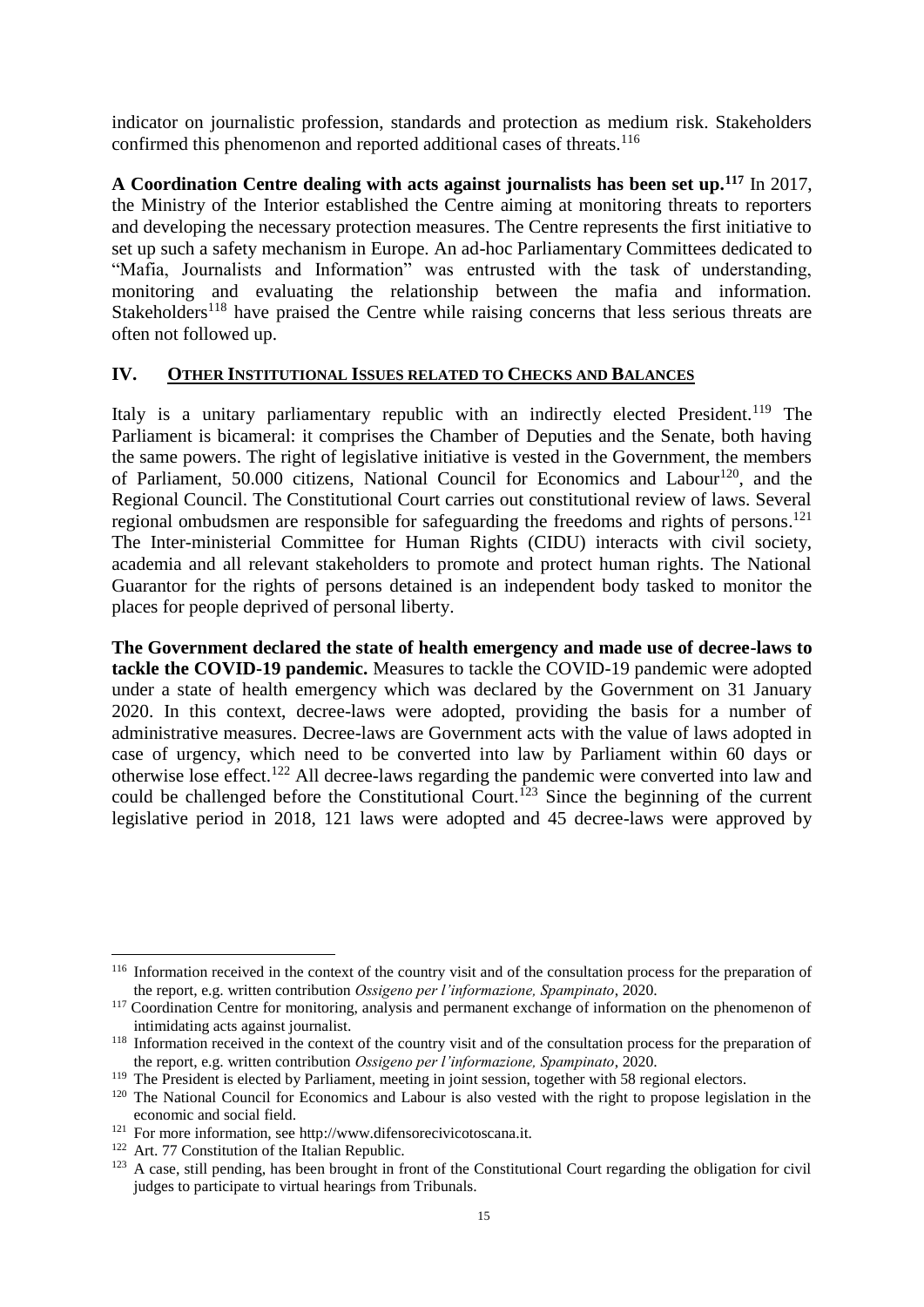indicator on journalistic profession, standards and protection as medium risk. Stakeholders confirmed this phenomenon and reported additional cases of threats.[116]

**A Coordination Centre dealing with acts against journalists has been set up.[117]** In 2017, the Ministry of the Interior established the Centre aiming at monitoring threats to reporters and developing the necessary protection measures. The Centre represents the first initiative to set up such a safety mechanism in Europe. An ad-hoc Parliamentary Committees dedicated to "Mafia, Journalists and Information" was entrusted with the task of understanding, monitoring and evaluating the relationship between the mafia and information. Stakeholders[118] have praised the Centre while raising concerns that less serious threats are often not followed up.

## IV. OTHER INSTITUTIONAL ISSUES RELATED TO CHECKS AND BALANCES

Italy is a unitary parliamentary republic with an indirectly elected President.[119] The Parliament is bicameral: it comprises the Chamber of Deputies and the Senate, both having the same powers. The right of legislative initiative is vested in the Government, the members of Parliament, 50.000 citizens, National Council for Economics and Labour[120], and the Regional Council. The Constitutional Court carries out constitutional review of laws. Several regional ombudsmen are responsible for safeguarding the freedoms and rights of persons.[121] The Inter-ministerial Committee for Human Rights (CIDU) interacts with civil society, academia and all relevant stakeholders to promote and protect human rights. The National Guarantor for the rights of persons detained is an independent body tasked to monitor the places for people deprived of personal liberty.

**The Government declared the state of health emergency and made use of decree-laws to tackle the COVID-19 pandemic.** Measures to tackle the COVID-19 pandemic were adopted under a state of health emergency which was declared by the Government on 31 January 2020. In this context, decree-laws were adopted, providing the basis for a number of administrative measures. Decree-laws are Government acts with the value of laws adopted in case of urgency, which need to be converted into law by Parliament within 60 days or otherwise lose effect.[122] All decree-laws regarding the pandemic were converted into law and could be challenged before the Constitutional Court.[123] Since the beginning of the current legislative period in 2018, 121 laws were adopted and 45 decree-laws were approved by

---

[116] Information received in the context of the country visit and of the consultation process for the preparation of the report, e.g. written contribution *Ossigeno per l'informazione, Spampinato*, 2020.

[117] Coordination Centre for monitoring, analysis and permanent exchange of information on the phenomenon of intimidating acts against journalist.

[118] Information received in the context of the country visit and of the consultation process for the preparation of the report, e.g. written contribution *Ossigeno per l'informazione, Spampinato*, 2020.

[119] The President is elected by Parliament, meeting in joint session, together with 58 regional electors.

[120] The National Council for Economics and Labour is also vested with the right to propose legislation in the economic and social field.

[121] For more information, see http://www.difensorecivicotoscana.it.

[122] Art. 77 Constitution of the Italian Republic.

[123] A case, still pending, has been brought in front of the Constitutional Court regarding the obligation for civil judges to participate to virtual hearings from Tribunals.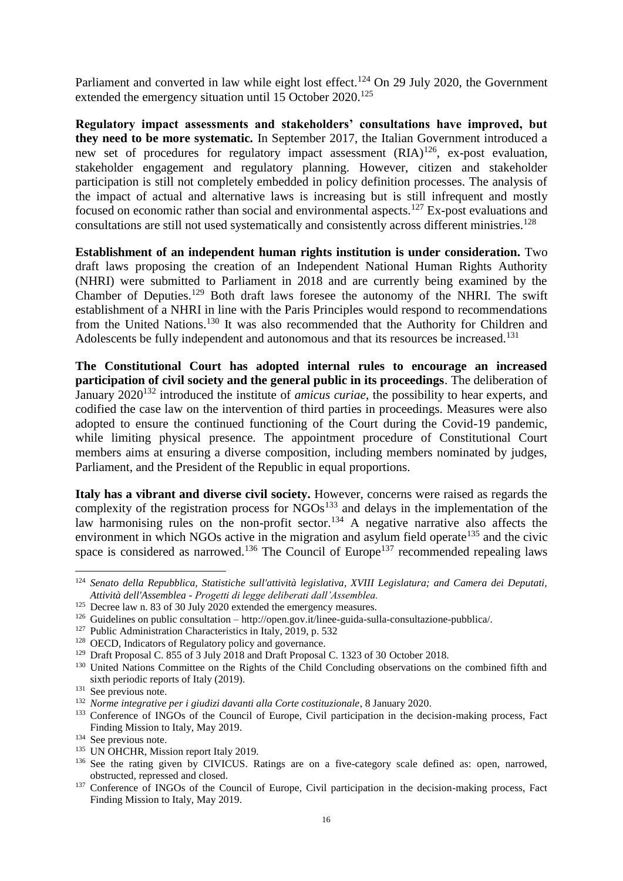Parliament and converted in law while eight lost effect.[124] On 29 July 2020, the Government extended the emergency situation until 15 October 2020.[125]

**Regulatory impact assessments and stakeholders' consultations have improved, but they need to be more systematic.** In September 2017, the Italian Government introduced a new set of procedures for regulatory impact assessment (RIA)[126], ex-post evaluation, stakeholder engagement and regulatory planning. However, citizen and stakeholder participation is still not completely embedded in policy definition processes. The analysis of the impact of actual and alternative laws is increasing but is still infrequent and mostly focused on economic rather than social and environmental aspects.[127] Ex-post evaluations and consultations are still not used systematically and consistently across different ministries.[128]

**Establishment of an independent human rights institution is under consideration.** Two draft laws proposing the creation of an Independent National Human Rights Authority (NHRI) were submitted to Parliament in 2018 and are currently being examined by the Chamber of Deputies.[129] Both draft laws foresee the autonomy of the NHRI. The swift establishment of a NHRI in line with the Paris Principles would respond to recommendations from the United Nations.[130] It was also recommended that the Authority for Children and Adolescents be fully independent and autonomous and that its resources be increased.[131]

**The Constitutional Court has adopted internal rules to encourage an increased participation of civil society and the general public in its proceedings**. The deliberation of January 2020[132] introduced the institute of *amicus curiae*, the possibility to hear experts, and codified the case law on the intervention of third parties in proceedings. Measures were also adopted to ensure the continued functioning of the Court during the Covid-19 pandemic, while limiting physical presence. The appointment procedure of Constitutional Court members aims at ensuring a diverse composition, including members nominated by judges, Parliament, and the President of the Republic in equal proportions.

**Italy has a vibrant and diverse civil society.** However, concerns were raised as regards the complexity of the registration process for NGOs[133] and delays in the implementation of the law harmonising rules on the non-profit sector.[134] A negative narrative also affects the environment in which NGOs active in the migration and asylum field operate[135] and the civic space is considered as narrowed.[136] The Council of Europe[137] recommended repealing laws

---

[124] *Senato della Repubblica, Statistiche sull'attività legislativa, XVIII Legislatura; and Camera dei Deputati, Attività dell'Assemblea - Progetti di legge deliberati dall'Assemblea.*

[125] Decree law n. 83 of 30 July 2020 extended the emergency measures.

[126] Guidelines on public consultation – http://open.gov.it/linee-guida-sulla-consultazione-pubblica/.

[127] Public Administration Characteristics in Italy, 2019, p. 532

[128] OECD, Indicators of Regulatory policy and governance.

[129] Draft Proposal C. 855 of 3 July 2018 and Draft Proposal C. 1323 of 30 October 2018.

[130] United Nations Committee on the Rights of the Child Concluding observations on the combined fifth and sixth periodic reports of Italy (2019).

[131] See previous note.

[132] *Norme integrative per i giudizi davanti alla Corte costituzionale*, 8 January 2020.

[133] Conference of INGOs of the Council of Europe, Civil participation in the decision-making process, Fact Finding Mission to Italy, May 2019.

[134] See previous note.

[135] UN OHCHR, Mission report Italy 2019.

[136] See the rating given by CIVICUS. Ratings are on a five-category scale defined as: open, narrowed, obstructed, repressed and closed.

[137] Conference of INGOs of the Council of Europe, Civil participation in the decision-making process, Fact Finding Mission to Italy, May 2019.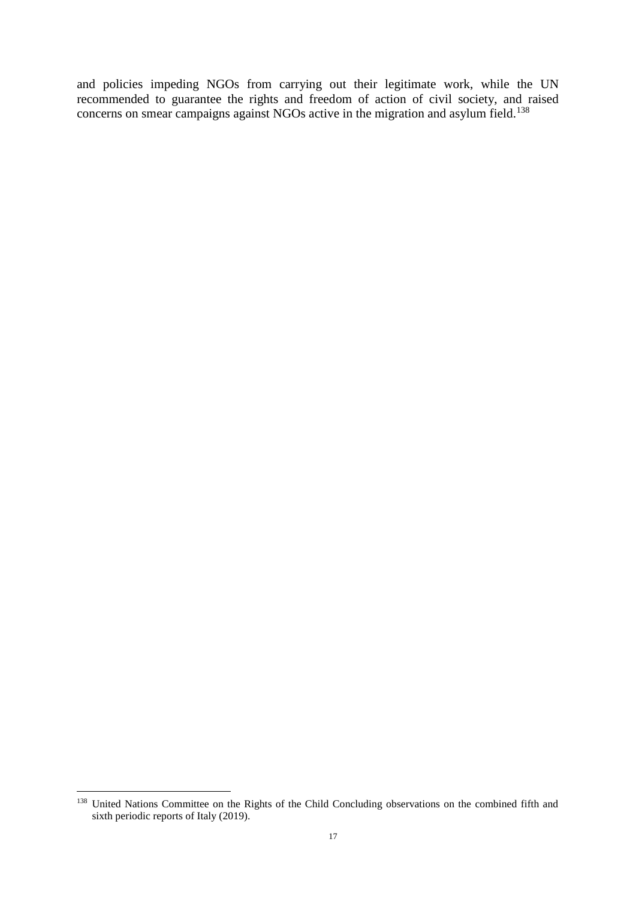and policies impeding NGOs from carrying out their legitimate work, while the UN recommended to guarantee the rights and freedom of action of civil society, and raised concerns on smear campaigns against NGOs active in the migration and asylum field.[138]

---

[138] United Nations Committee on the Rights of the Child Concluding observations on the combined fifth and sixth periodic reports of Italy (2019).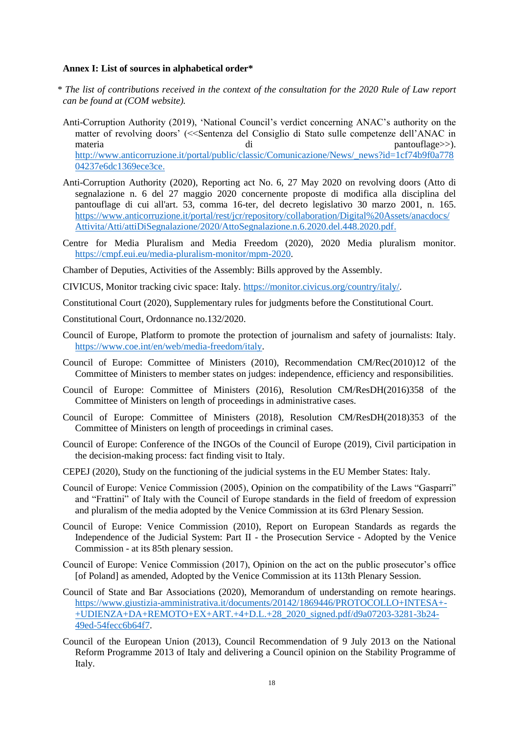**Annex I: List of sources in alphabetical order***

\* *The list of contributions received in the context of the consultation for the 2020 Rule of Law report can be found at (COM website).*

Anti-Corruption Authority (2019), 'National Council's verdict concerning ANAC's authority on the matter of revolving doors' (<<Sentenza del Consiglio di Stato sulle competenze dell'ANAC in materia di pantouflage>>). http://www.anticorruzione.it/portal/public/classic/Comunicazione/News/_news?id=1cf74b9f0a77804237e6dc1369ece3ce.

Anti-Corruption Authority (2020), Reporting act No. 6, 27 May 2020 on revolving doors (Atto di segnalazione n. 6 del 27 maggio 2020 concernente proposte di modifica alla disciplina del pantouflage di cui all'art. 53, comma 16-ter, del decreto legislativo 30 marzo 2001, n. 165. https://www.anticorruzione.it/portal/rest/jcr/repository/collaboration/Digital%20Assets/anacdocs/Attivita/Atti/attiDiSegnalazione/2020/AttoSegnalazione.n.6.2020.del.448.2020.pdf.

Centre for Media Pluralism and Media Freedom (2020), 2020 Media pluralism monitor. https://cmpf.eui.eu/media-pluralism-monitor/mpm-2020.

Chamber of Deputies, Activities of the Assembly: Bills approved by the Assembly.

CIVICUS, Monitor tracking civic space: Italy. https://monitor.civicus.org/country/italy/.

Constitutional Court (2020), Supplementary rules for judgments before the Constitutional Court.

Constitutional Court, Ordonnance no.132/2020.

Council of Europe, Platform to promote the protection of journalism and safety of journalists: Italy. https://www.coe.int/en/web/media-freedom/italy.

Council of Europe: Committee of Ministers (2010), Recommendation CM/Rec(2010)12 of the Committee of Ministers to member states on judges: independence, efficiency and responsibilities.

Council of Europe: Committee of Ministers (2016), Resolution CM/ResDH(2016)358 of the Committee of Ministers on length of proceedings in administrative cases.

Council of Europe: Committee of Ministers (2018), Resolution CM/ResDH(2018)353 of the Committee of Ministers on length of proceedings in criminal cases.

Council of Europe: Conference of the INGOs of the Council of Europe (2019), Civil participation in the decision-making process: fact finding visit to Italy.

CEPEJ (2020), Study on the functioning of the judicial systems in the EU Member States: Italy.

Council of Europe: Venice Commission (2005), Opinion on the compatibility of the Laws "Gasparri" and "Frattini" of Italy with the Council of Europe standards in the field of freedom of expression and pluralism of the media adopted by the Venice Commission at its 63rd Plenary Session.

Council of Europe: Venice Commission (2010), Report on European Standards as regards the Independence of the Judicial System: Part II - the Prosecution Service - Adopted by the Venice Commission - at its 85th plenary session.

Council of Europe: Venice Commission (2017), Opinion on the act on the public prosecutor's office [of Poland] as amended, Adopted by the Venice Commission at its 113th Plenary Session.

Council of State and Bar Associations (2020), Memorandum of understanding on remote hearings. https://www.giustizia-amministrativa.it/documents/20142/1869446/PROTOCOLLO+INTESA+-+UDIENZA+DA+REMOTO+EX+ART.+4+D.L.+28_2020_signed.pdf/d9a07203-3281-3b24-49ed-54fecc6b64f7.

Council of the European Union (2013), Council Recommendation of 9 July 2013 on the National Reform Programme 2013 of Italy and delivering a Council opinion on the Stability Programme of Italy.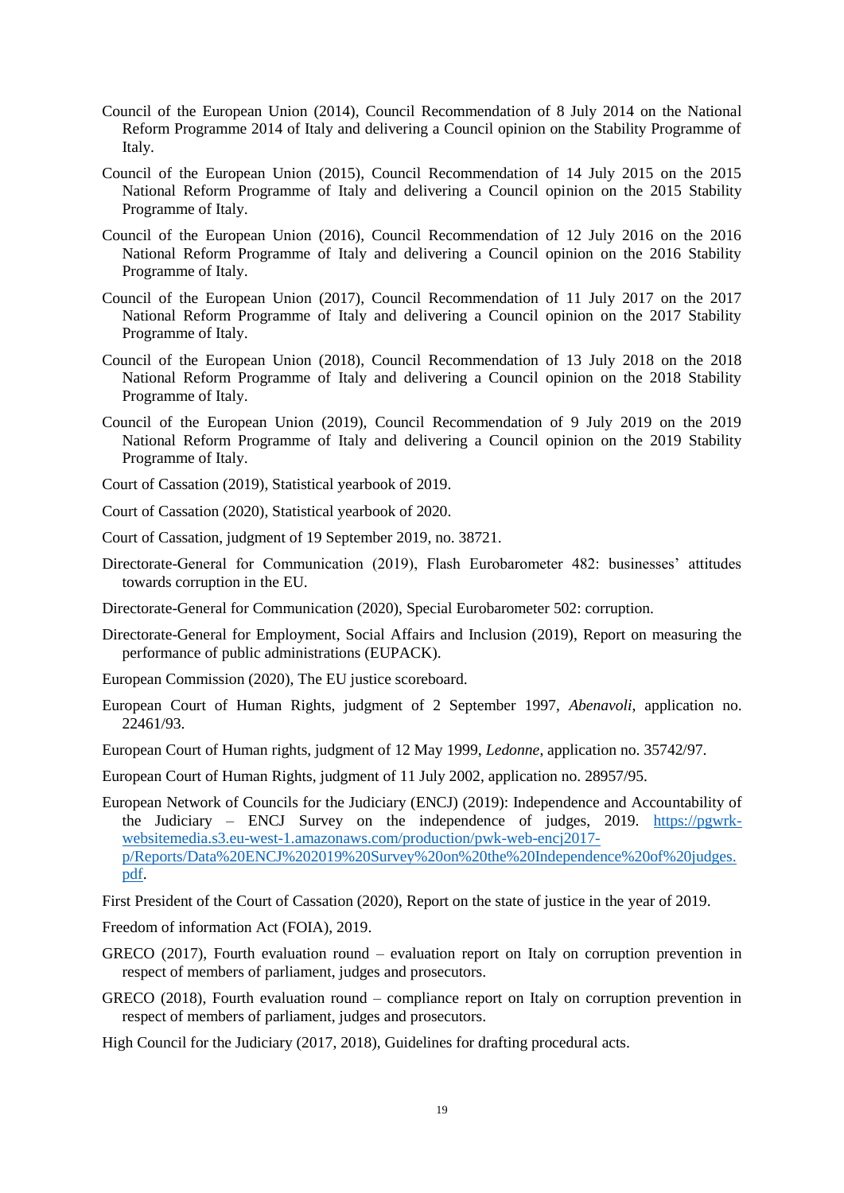Council of the European Union (2014), Council Recommendation of 8 July 2014 on the National Reform Programme 2014 of Italy and delivering a Council opinion on the Stability Programme of Italy.

Council of the European Union (2015), Council Recommendation of 14 July 2015 on the 2015 National Reform Programme of Italy and delivering a Council opinion on the 2015 Stability Programme of Italy.

Council of the European Union (2016), Council Recommendation of 12 July 2016 on the 2016 National Reform Programme of Italy and delivering a Council opinion on the 2016 Stability Programme of Italy.

Council of the European Union (2017), Council Recommendation of 11 July 2017 on the 2017 National Reform Programme of Italy and delivering a Council opinion on the 2017 Stability Programme of Italy.

Council of the European Union (2018), Council Recommendation of 13 July 2018 on the 2018 National Reform Programme of Italy and delivering a Council opinion on the 2018 Stability Programme of Italy.

Council of the European Union (2019), Council Recommendation of 9 July 2019 on the 2019 National Reform Programme of Italy and delivering a Council opinion on the 2019 Stability Programme of Italy.

Court of Cassation (2019), Statistical yearbook of 2019.

Court of Cassation (2020), Statistical yearbook of 2020.

Court of Cassation, judgment of 19 September 2019, no. 38721.

Directorate-General for Communication (2019), Flash Eurobarometer 482: businesses' attitudes towards corruption in the EU.

Directorate-General for Communication (2020), Special Eurobarometer 502: corruption.

Directorate-General for Employment, Social Affairs and Inclusion (2019), Report on measuring the performance of public administrations (EUPACK).

European Commission (2020), The EU justice scoreboard.

European Court of Human Rights, judgment of 2 September 1997, *Abenavoli*, application no. 22461/93.

European Court of Human rights, judgment of 12 May 1999, *Ledonne*, application no. 35742/97.

European Court of Human Rights, judgment of 11 July 2002, application no. 28957/95.

European Network of Councils for the Judiciary (ENCJ) (2019): Independence and Accountability of the Judiciary – ENCJ Survey on the independence of judges, 2019. [https://pgwrk-websitemedia.s3.eu-west-1.amazonaws.com/production/pwk-web-encj2017-p/Reports/Data%20ENCJ%202019%20Survey%20on%20the%20Independence%20of%20judges.pdf](https://pgwrk-websitemedia.s3.eu-west-1.amazonaws.com/production/pwk-web-encj2017-p/Reports/Data%20ENCJ%202019%20Survey%20on%20the%20Independence%20of%20judges.pdf).

First President of the Court of Cassation (2020), Report on the state of justice in the year of 2019.

Freedom of information Act (FOIA), 2019.

GRECO (2017), Fourth evaluation round – evaluation report on Italy on corruption prevention in respect of members of parliament, judges and prosecutors.

GRECO (2018), Fourth evaluation round – compliance report on Italy on corruption prevention in respect of members of parliament, judges and prosecutors.

High Council for the Judiciary (2017, 2018), Guidelines for drafting procedural acts.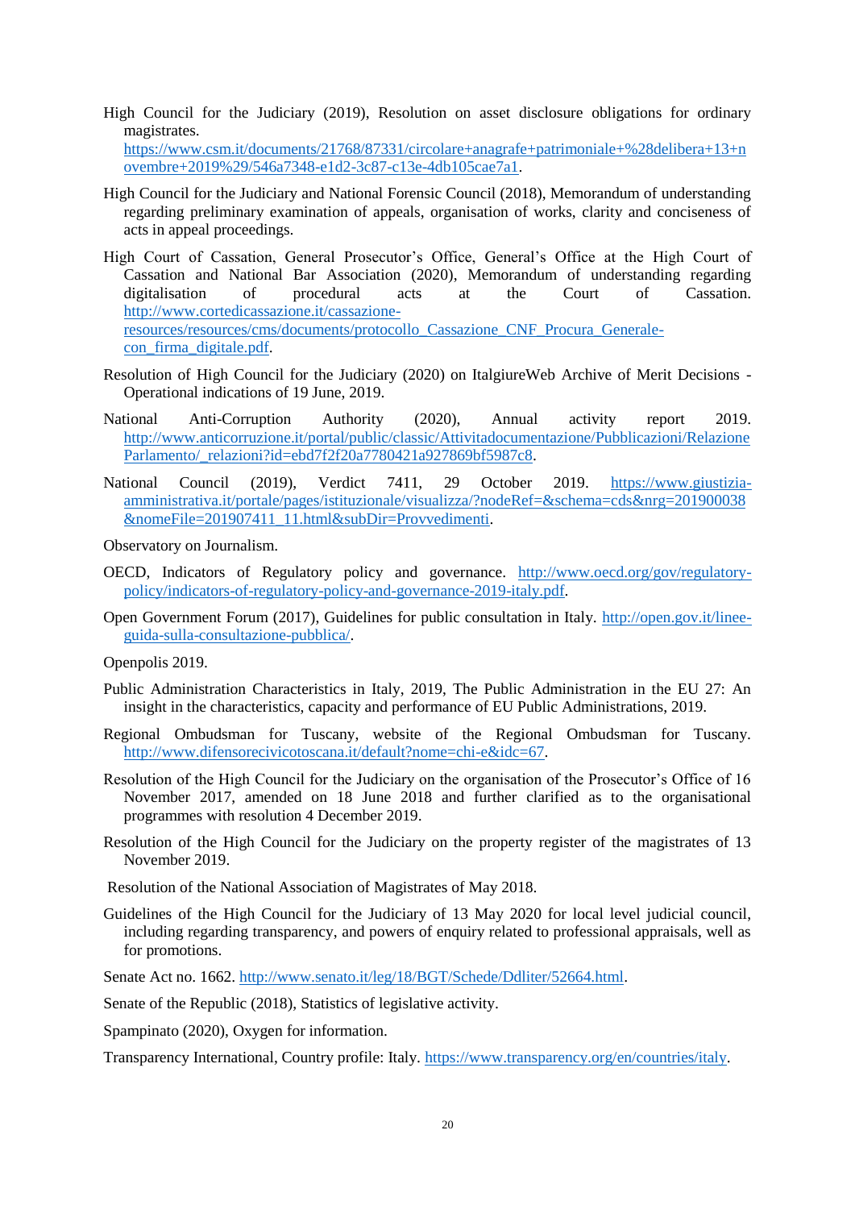High Council for the Judiciary (2019), Resolution on asset disclosure obligations for ordinary magistrates. https://www.csm.it/documents/21768/87331/circolare+anagrafe+patrimoniale+%28delibera+13+novembre+2019%29/546a7348-e1d2-3c87-c13e-4db105cae7a1.

High Council for the Judiciary and National Forensic Council (2018), Memorandum of understanding regarding preliminary examination of appeals, organisation of works, clarity and conciseness of acts in appeal proceedings.

High Court of Cassation, General Prosecutor's Office, General's Office at the High Court of Cassation and National Bar Association (2020), Memorandum of understanding regarding digitalisation of procedural acts at the Court of Cassation. http://www.cortedicassazione.it/cassazione-resources/resources/cms/documents/protocollo_Cassazione_CNF_Procura_Generale-con_firma_digitale.pdf.

Resolution of High Council for the Judiciary (2020) on ItalgiureWeb Archive of Merit Decisions - Operational indications of 19 June, 2019.

National Anti-Corruption Authority (2020), Annual activity report 2019. http://www.anticorruzione.it/portal/public/classic/Attivitadocumentazione/Pubblicazioni/RelazioneParlamento/_relazioni?id=ebd7f2f20a7780421a927869bf5987c8.

National Council (2019), Verdict 7411, 29 October 2019. https://www.giustizia-amministrativa.it/portale/pages/istituzionale/visualizza/?nodeRef=&schema=cds&nrg=201900038&nomeFile=201907411_11.html&subDir=Provvedimenti.

Observatory on Journalism.

OECD, Indicators of Regulatory policy and governance. http://www.oecd.org/gov/regulatory-policy/indicators-of-regulatory-policy-and-governance-2019-italy.pdf.

Open Government Forum (2017), Guidelines for public consultation in Italy. http://open.gov.it/linee-guida-sulla-consultazione-pubblica/.

Openpolis 2019.

Public Administration Characteristics in Italy, 2019, The Public Administration in the EU 27: An insight in the characteristics, capacity and performance of EU Public Administrations, 2019.

Regional Ombudsman for Tuscany, website of the Regional Ombudsman for Tuscany. http://www.difensorecivicotoscana.it/default?nome=chi-e&idc=67.

Resolution of the High Council for the Judiciary on the organisation of the Prosecutor's Office of 16 November 2017, amended on 18 June 2018 and further clarified as to the organisational programmes with resolution 4 December 2019.

Resolution of the High Council for the Judiciary on the property register of the magistrates of 13 November 2019.

Resolution of the National Association of Magistrates of May 2018.

Guidelines of the High Council for the Judiciary of 13 May 2020 for local level judicial council, including regarding transparency, and powers of enquiry related to professional appraisals, well as for promotions.

Senate Act no. 1662. http://www.senato.it/leg/18/BGT/Schede/Ddliter/52664.html.

Senate of the Republic (2018), Statistics of legislative activity.

Spampinato (2020), Oxygen for information.

Transparency International, Country profile: Italy. https://www.transparency.org/en/countries/italy.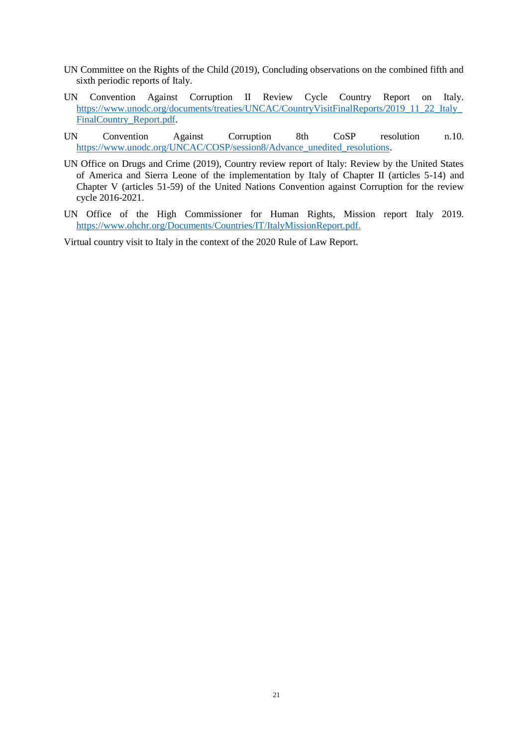UN Committee on the Rights of the Child (2019), Concluding observations on the combined fifth and sixth periodic reports of Italy.

UN Convention Against Corruption II Review Cycle Country Report on Italy. https://www.unodc.org/documents/treaties/UNCAC/CountryVisitFinalReports/2019_11_22_Italy_FinalCountry_Report.pdf.

UN Convention Against Corruption 8th CoSP resolution n.10. https://www.unodc.org/UNCAC/COSP/session8/Advance_unedited_resolutions.

UN Office on Drugs and Crime (2019), Country review report of Italy: Review by the United States of America and Sierra Leone of the implementation by Italy of Chapter II (articles 5-14) and Chapter V (articles 51-59) of the United Nations Convention against Corruption for the review cycle 2016-2021.

UN Office of the High Commissioner for Human Rights, Mission report Italy 2019. https://www.ohchr.org/Documents/Countries/IT/ItalyMissionReport.pdf.

Virtual country visit to Italy in the context of the 2020 Rule of Law Report.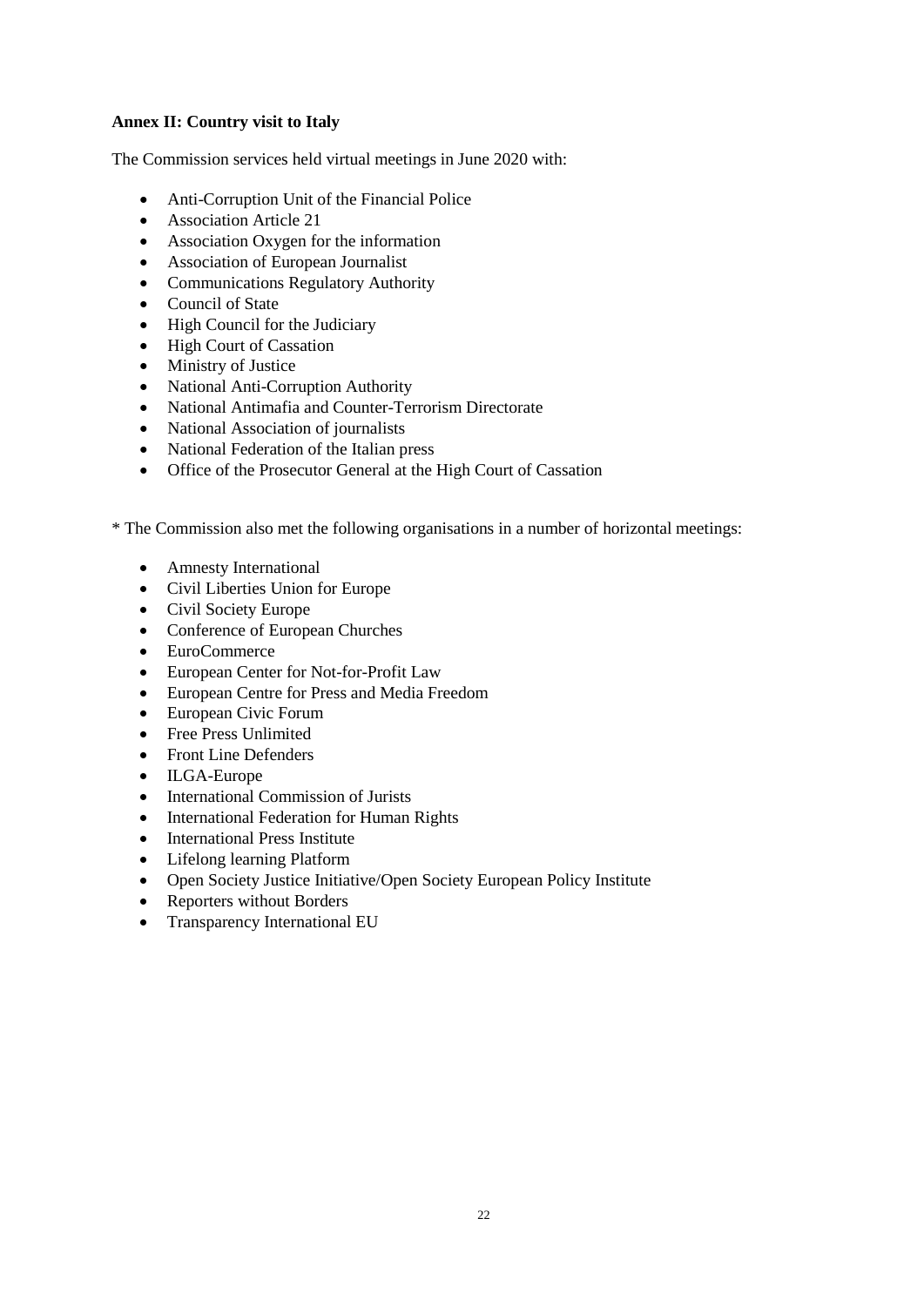**Annex II: Country visit to Italy**

The Commission services held virtual meetings in June 2020 with:

- Anti-Corruption Unit of the Financial Police
- Association Article 21
- Association Oxygen for the information
- Association of European Journalist
- Communications Regulatory Authority
- Council of State
- High Council for the Judiciary
- High Court of Cassation
- Ministry of Justice
- National Anti-Corruption Authority
- National Antimafia and Counter-Terrorism Directorate
- National Association of journalists
- National Federation of the Italian press
- Office of the Prosecutor General at the High Court of Cassation

* The Commission also met the following organisations in a number of horizontal meetings:

- Amnesty International
- Civil Liberties Union for Europe
- Civil Society Europe
- Conference of European Churches
- EuroCommerce
- European Center for Not-for-Profit Law
- European Centre for Press and Media Freedom
- European Civic Forum
- Free Press Unlimited
- Front Line Defenders
- ILGA-Europe
- International Commission of Jurists
- International Federation for Human Rights
- International Press Institute
- Lifelong learning Platform
- Open Society Justice Initiative/Open Society European Policy Institute
- Reporters without Borders
- Transparency International EU